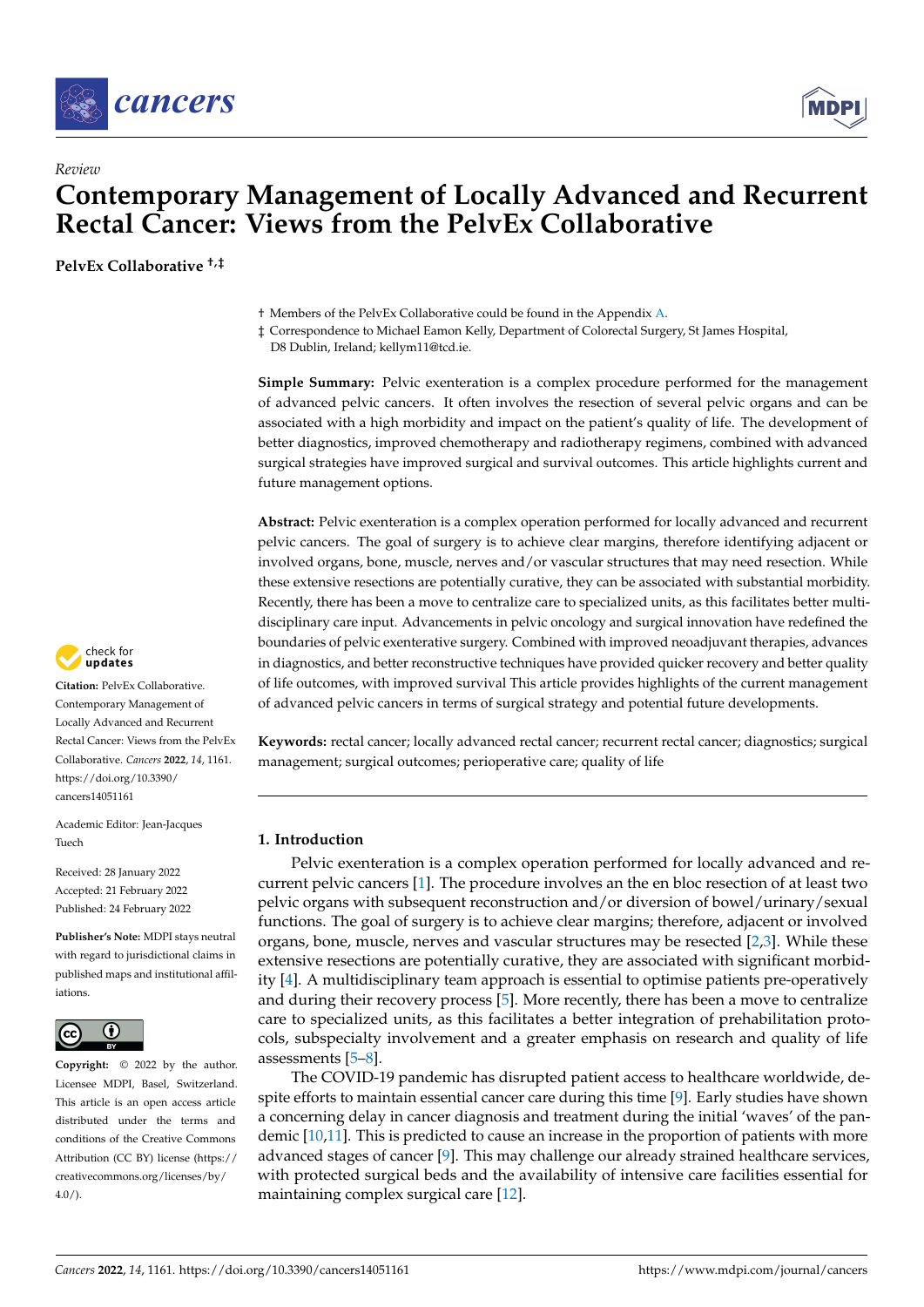*Review*

# Contemporary Management of Locally Advanced and Recurrent Rectal Cancer: Views from the PelvEx Collaborative

**PelvEx Collaborative** [†,‡]

† Members of the PelvEx Collaborative could be found in the Appendix A.

‡ Correspondence to Michael Eamon Kelly, Department of Colorectal Surgery, St James Hospital, D8 Dublin, Ireland; kellym11@tcd.ie.

**Simple Summary:** Pelvic exenteration is a complex procedure performed for the management of advanced pelvic cancers. It often involves the resection of several pelvic organs and can be associated with a high morbidity and impact on the patient's quality of life. The development of better diagnostics, improved chemotherapy and radiotherapy regimens, combined with advanced surgical strategies have improved surgical and survival outcomes. This article highlights current and future management options.

**Abstract:** Pelvic exenteration is a complex operation performed for locally advanced and recurrent pelvic cancers. The goal of surgery is to achieve clear margins, therefore identifying adjacent or involved organs, bone, muscle, nerves and/or vascular structures that may need resection. While these extensive resections are potentially curative, they can be associated with substantial morbidity. Recently, there has been a move to centralize care to specialized units, as this facilitates better multidisciplinary care input. Advancements in pelvic oncology and surgical innovation have redefined the boundaries of pelvic exenterative surgery. Combined with improved neoadjuvant therapies, advances in diagnostics, and better reconstructive techniques have provided quicker recovery and better quality of life outcomes, with improved survival This article provides highlights of the current management of advanced pelvic cancers in terms of surgical strategy and potential future developments.

**Keywords:** rectal cancer; locally advanced rectal cancer; recurrent rectal cancer; diagnostics; surgical management; surgical outcomes; perioperative care; quality of life

**Citation:** PelvEx Collaborative. Contemporary Management of Locally Advanced and Recurrent Rectal Cancer: Views from the PelvEx Collaborative. *Cancers* **2022**, *14*, 1161. https://doi.org/10.3390/cancers14051161

Academic Editor: Jean-Jacques Tuech

Received: 28 January 2022
Accepted: 21 February 2022
Published: 24 February 2022

**Publisher's Note:** MDPI stays neutral with regard to jurisdictional claims in published maps and institutional affiliations.

**Copyright:** © 2022 by the author. Licensee MDPI, Basel, Switzerland. This article is an open access article distributed under the terms and conditions of the Creative Commons Attribution (CC BY) license (https://creativecommons.org/licenses/by/4.0/).

## 1. Introduction

Pelvic exenteration is a complex operation performed for locally advanced and recurrent pelvic cancers [1]. The procedure involves an the en bloc resection of at least two pelvic organs with subsequent reconstruction and/or diversion of bowel/urinary/sexual functions. The goal of surgery is to achieve clear margins; therefore, adjacent or involved organs, bone, muscle, nerves and vascular structures may be resected [2,3]. While these extensive resections are potentially curative, they are associated with significant morbidity [4]. A multidisciplinary team approach is essential to optimise patients pre-operatively and during their recovery process [5]. More recently, there has been a move to centralize care to specialized units, as this facilitates a better integration of prehabilitation protocols, subspecialty involvement and a greater emphasis on research and quality of life assessments [5–8].

The COVID-19 pandemic has disrupted patient access to healthcare worldwide, despite efforts to maintain essential cancer care during this time [9]. Early studies have shown a concerning delay in cancer diagnosis and treatment during the initial 'waves' of the pandemic [10,11]. This is predicted to cause an increase in the proportion of patients with more advanced stages of cancer [9]. This may challenge our already strained healthcare services, with protected surgical beds and the availability of intensive care facilities essential for maintaining complex surgical care [12].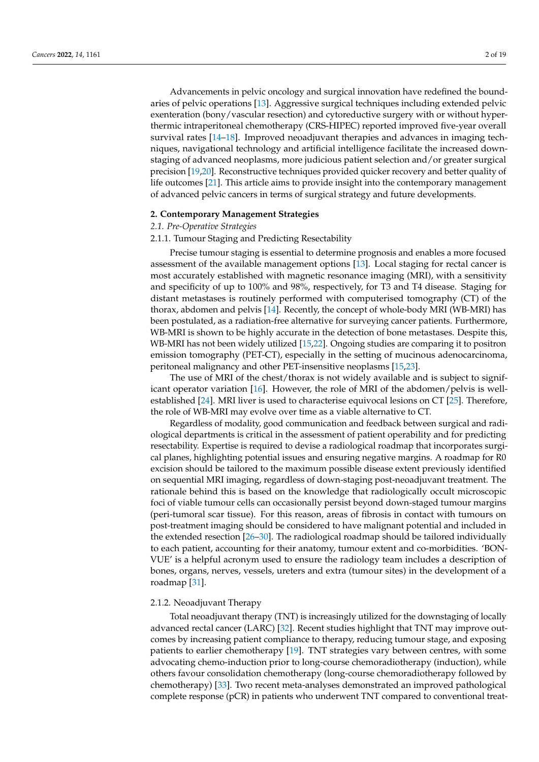Advancements in pelvic oncology and surgical innovation have redefined the boundaries of pelvic operations [13]. Aggressive surgical techniques including extended pelvic exenteration (bony/vascular resection) and cytoreductive surgery with or without hyperthermic intraperitoneal chemotherapy (CRS-HIPEC) reported improved five-year overall survival rates [14–18]. Improved neoadjuvant therapies and advances in imaging techniques, navigational technology and artificial intelligence facilitate the increased downstaging of advanced neoplasms, more judicious patient selection and/or greater surgical precision [19,20]. Reconstructive techniques provided quicker recovery and better quality of life outcomes [21]. This article aims to provide insight into the contemporary management of advanced pelvic cancers in terms of surgical strategy and future developments.

## 2. Contemporary Management Strategies

### *2.1. Pre-Operative Strategies*

#### 2.1.1. Tumour Staging and Predicting Resectability

Precise tumour staging is essential to determine prognosis and enables a more focused assessment of the available management options [13]. Local staging for rectal cancer is most accurately established with magnetic resonance imaging (MRI), with a sensitivity and specificity of up to 100% and 98%, respectively, for T3 and T4 disease. Staging for distant metastases is routinely performed with computerised tomography (CT) of the thorax, abdomen and pelvis [14]. Recently, the concept of whole-body MRI (WB-MRI) has been postulated, as a radiation-free alternative for surveying cancer patients. Furthermore, WB-MRI is shown to be highly accurate in the detection of bone metastases. Despite this, WB-MRI has not been widely utilized [15,22]. Ongoing studies are comparing it to positron emission tomography (PET-CT), especially in the setting of mucinous adenocarcinoma, peritoneal malignancy and other PET-insensitive neoplasms [15,23].

The use of MRI of the chest/thorax is not widely available and is subject to significant operator variation [16]. However, the role of MRI of the abdomen/pelvis is well-established [24]. MRI liver is used to characterise equivocal lesions on CT [25]. Therefore, the role of WB-MRI may evolve over time as a viable alternative to CT.

Regardless of modality, good communication and feedback between surgical and radiological departments is critical in the assessment of patient operability and for predicting resectability. Expertise is required to devise a radiological roadmap that incorporates surgical planes, highlighting potential issues and ensuring negative margins. A roadmap for R0 excision should be tailored to the maximum possible disease extent previously identified on sequential MRI imaging, regardless of down-staging post-neoadjuvant treatment. The rationale behind this is based on the knowledge that radiologically occult microscopic foci of viable tumour cells can occasionally persist beyond down-staged tumour margins (peri-tumoral scar tissue). For this reason, areas of fibrosis in contact with tumours on post-treatment imaging should be considered to have malignant potential and included in the extended resection [26–30]. The radiological roadmap should be tailored individually to each patient, accounting for their anatomy, tumour extent and co-morbidities. 'BONVUE' is a helpful acronym used to ensure the radiology team includes a description of bones, organs, nerves, vessels, ureters and extra (tumour sites) in the development of a roadmap [31].

#### 2.1.2. Neoadjuvant Therapy

Total neoadjuvant therapy (TNT) is increasingly utilized for the downstaging of locally advanced rectal cancer (LARC) [32]. Recent studies highlight that TNT may improve outcomes by increasing patient compliance to therapy, reducing tumour stage, and exposing patients to earlier chemotherapy [19]. TNT strategies vary between centres, with some advocating chemo-induction prior to long-course chemoradiotherapy (induction), while others favour consolidation chemotherapy (long-course chemoradiotherapy followed by chemotherapy) [33]. Two recent meta-analyses demonstrated an improved pathological complete response (pCR) in patients who underwent TNT compared to conventional treat-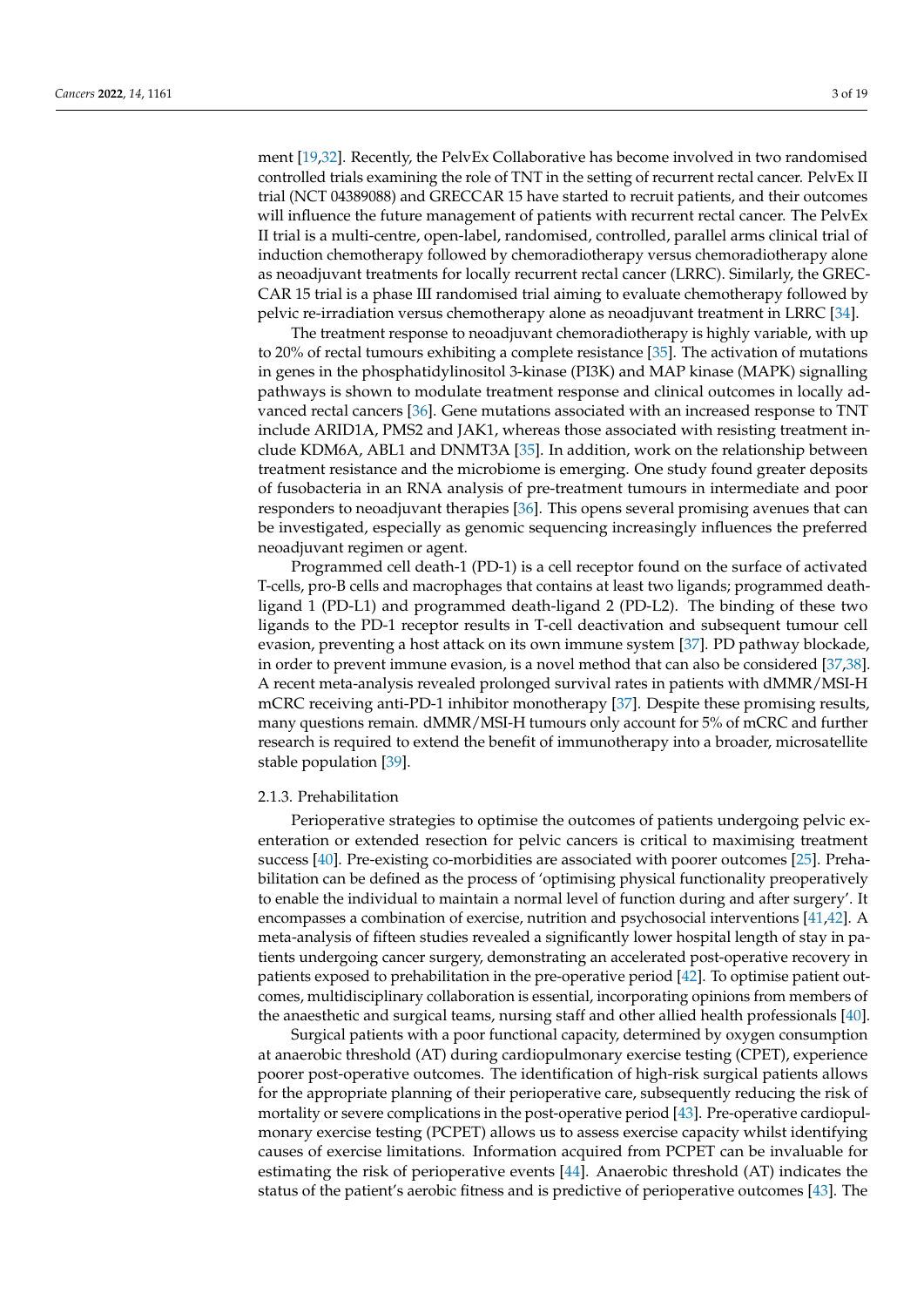ment [19,32]. Recently, the PelvEx Collaborative has become involved in two randomised controlled trials examining the role of TNT in the setting of recurrent rectal cancer. PelvEx II trial (NCT 04389088) and GRECCAR 15 have started to recruit patients, and their outcomes will influence the future management of patients with recurrent rectal cancer. The PelvEx II trial is a multi-centre, open-label, randomised, controlled, parallel arms clinical trial of induction chemotherapy followed by chemoradiotherapy versus chemoradiotherapy alone as neoadjuvant treatments for locally recurrent rectal cancer (LRRC). Similarly, the GRECCAR 15 trial is a phase III randomised trial aiming to evaluate chemotherapy followed by pelvic re-irradiation versus chemotherapy alone as neoadjuvant treatment in LRRC [34].

The treatment response to neoadjuvant chemoradiotherapy is highly variable, with up to 20% of rectal tumours exhibiting a complete resistance [35]. The activation of mutations in genes in the phosphatidylinositol 3-kinase (PI3K) and MAP kinase (MAPK) signalling pathways is shown to modulate treatment response and clinical outcomes in locally advanced rectal cancers [36]. Gene mutations associated with an increased response to TNT include ARID1A, PMS2 and JAK1, whereas those associated with resisting treatment include KDM6A, ABL1 and DNMT3A [35]. In addition, work on the relationship between treatment resistance and the microbiome is emerging. One study found greater deposits of fusobacteria in an RNA analysis of pre-treatment tumours in intermediate and poor responders to neoadjuvant therapies [36]. This opens several promising avenues that can be investigated, especially as genomic sequencing increasingly influences the preferred neoadjuvant regimen or agent.

Programmed cell death-1 (PD-1) is a cell receptor found on the surface of activated T-cells, pro-B cells and macrophages that contains at least two ligands; programmed death-ligand 1 (PD-L1) and programmed death-ligand 2 (PD-L2). The binding of these two ligands to the PD-1 receptor results in T-cell deactivation and subsequent tumour cell evasion, preventing a host attack on its own immune system [37]. PD pathway blockade, in order to prevent immune evasion, is a novel method that can also be considered [37,38]. A recent meta-analysis revealed prolonged survival rates in patients with dMMR/MSI-H mCRC receiving anti-PD-1 inhibitor monotherapy [37]. Despite these promising results, many questions remain. dMMR/MSI-H tumours only account for 5% of mCRC and further research is required to extend the benefit of immunotherapy into a broader, microsatellite stable population [39].

#### 2.1.3. Prehabilitation

Perioperative strategies to optimise the outcomes of patients undergoing pelvic exenteration or extended resection for pelvic cancers is critical to maximising treatment success [40]. Pre-existing co-morbidities are associated with poorer outcomes [25]. Prehabilitation can be defined as the process of 'optimising physical functionality preoperatively to enable the individual to maintain a normal level of function during and after surgery'. It encompasses a combination of exercise, nutrition and psychosocial interventions [41,42]. A meta-analysis of fifteen studies revealed a significantly lower hospital length of stay in patients undergoing cancer surgery, demonstrating an accelerated post-operative recovery in patients exposed to prehabilitation in the pre-operative period [42]. To optimise patient outcomes, multidisciplinary collaboration is essential, incorporating opinions from members of the anaesthetic and surgical teams, nursing staff and other allied health professionals [40].

Surgical patients with a poor functional capacity, determined by oxygen consumption at anaerobic threshold (AT) during cardiopulmonary exercise testing (CPET), experience poorer post-operative outcomes. The identification of high-risk surgical patients allows for the appropriate planning of their perioperative care, subsequently reducing the risk of mortality or severe complications in the post-operative period [43]. Pre-operative cardiopulmonary exercise testing (PCPET) allows us to assess exercise capacity whilst identifying causes of exercise limitations. Information acquired from PCPET can be invaluable for estimating the risk of perioperative events [44]. Anaerobic threshold (AT) indicates the status of the patient's aerobic fitness and is predictive of perioperative outcomes [43]. The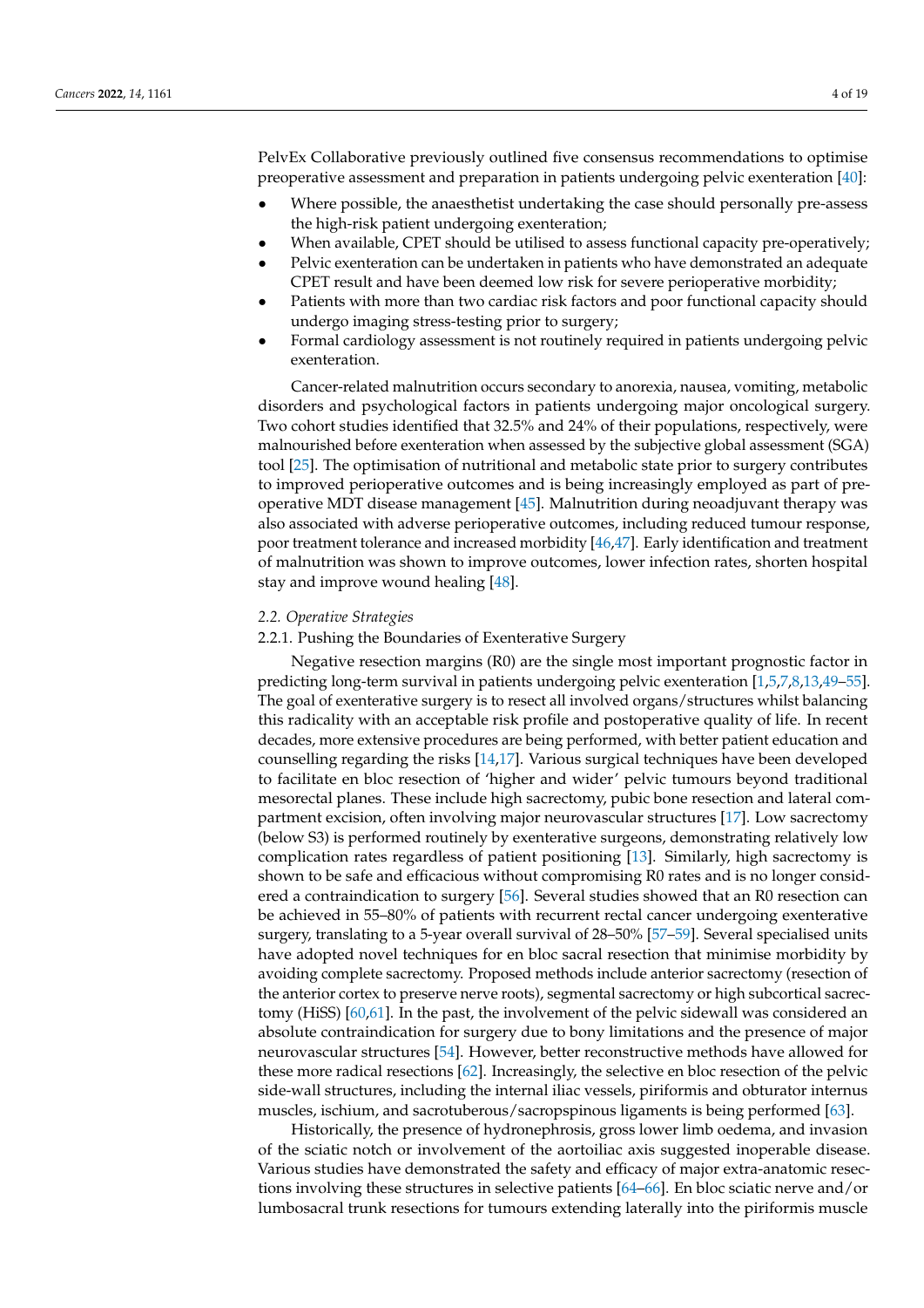PelvEx Collaborative previously outlined five consensus recommendations to optimise preoperative assessment and preparation in patients undergoing pelvic exenteration [40]:

- Where possible, the anaesthetist undertaking the case should personally pre-assess the high-risk patient undergoing exenteration;
- When available, CPET should be utilised to assess functional capacity pre-operatively;
- Pelvic exenteration can be undertaken in patients who have demonstrated an adequate CPET result and have been deemed low risk for severe perioperative morbidity;
- Patients with more than two cardiac risk factors and poor functional capacity should undergo imaging stress-testing prior to surgery;
- Formal cardiology assessment is not routinely required in patients undergoing pelvic exenteration.

Cancer-related malnutrition occurs secondary to anorexia, nausea, vomiting, metabolic disorders and psychological factors in patients undergoing major oncological surgery. Two cohort studies identified that 32.5% and 24% of their populations, respectively, were malnourished before exenteration when assessed by the subjective global assessment (SGA) tool [25]. The optimisation of nutritional and metabolic state prior to surgery contributes to improved perioperative outcomes and is being increasingly employed as part of pre-operative MDT disease management [45]. Malnutrition during neoadjuvant therapy was also associated with adverse perioperative outcomes, including reduced tumour response, poor treatment tolerance and increased morbidity [46,47]. Early identification and treatment of malnutrition was shown to improve outcomes, lower infection rates, shorten hospital stay and improve wound healing [48].

### *2.2. Operative Strategies*

#### 2.2.1. Pushing the Boundaries of Exenterative Surgery

Negative resection margins (R0) are the single most important prognostic factor in predicting long-term survival in patients undergoing pelvic exenteration [1,5,7,8,13,49–55]. The goal of exenterative surgery is to resect all involved organs/structures whilst balancing this radicality with an acceptable risk profile and postoperative quality of life. In recent decades, more extensive procedures are being performed, with better patient education and counselling regarding the risks [14,17]. Various surgical techniques have been developed to facilitate en bloc resection of 'higher and wider' pelvic tumours beyond traditional mesorectal planes. These include high sacrectomy, pubic bone resection and lateral compartment excision, often involving major neurovascular structures [17]. Low sacrectomy (below S3) is performed routinely by exenterative surgeons, demonstrating relatively low complication rates regardless of patient positioning [13]. Similarly, high sacrectomy is shown to be safe and efficacious without compromising R0 rates and is no longer considered a contraindication to surgery [56]. Several studies showed that an R0 resection can be achieved in 55–80% of patients with recurrent rectal cancer undergoing exenterative surgery, translating to a 5-year overall survival of 28–50% [57–59]. Several specialised units have adopted novel techniques for en bloc sacral resection that minimise morbidity by avoiding complete sacrectomy. Proposed methods include anterior sacrectomy (resection of the anterior cortex to preserve nerve roots), segmental sacrectomy or high subcortical sacrectomy (HiSS) [60,61]. In the past, the involvement of the pelvic sidewall was considered an absolute contraindication for surgery due to bony limitations and the presence of major neurovascular structures [54]. However, better reconstructive methods have allowed for these more radical resections [62]. Increasingly, the selective en bloc resection of the pelvic side-wall structures, including the internal iliac vessels, piriformis and obturator internus muscles, ischium, and sacrotuberous/sacropspinous ligaments is being performed [63].

Historically, the presence of hydronephrosis, gross lower limb oedema, and invasion of the sciatic notch or involvement of the aortoiliac axis suggested inoperable disease. Various studies have demonstrated the safety and efficacy of major extra-anatomic resections involving these structures in selective patients [64–66]. En bloc sciatic nerve and/or lumbosacral trunk resections for tumours extending laterally into the piriformis muscle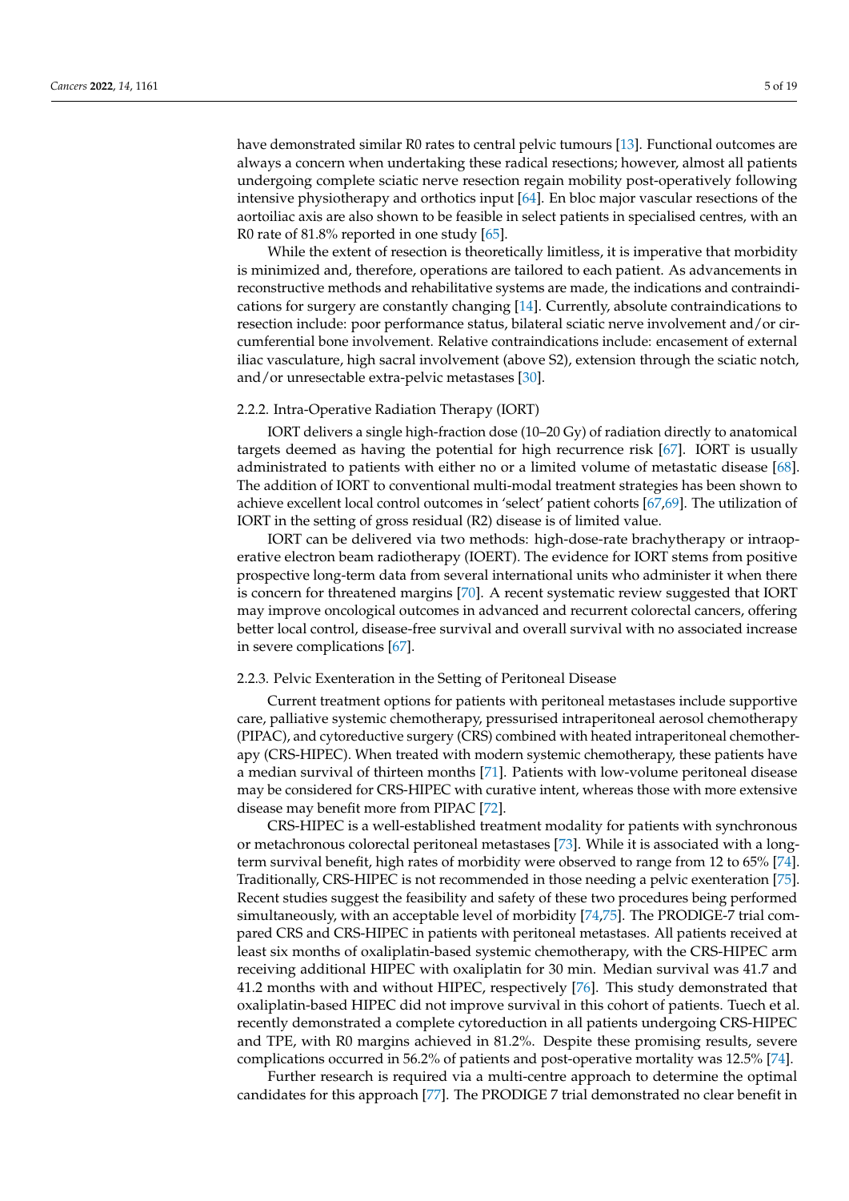have demonstrated similar R0 rates to central pelvic tumours [13]. Functional outcomes are always a concern when undertaking these radical resections; however, almost all patients undergoing complete sciatic nerve resection regain mobility post-operatively following intensive physiotherapy and orthotics input [64]. En bloc major vascular resections of the aortoiliac axis are also shown to be feasible in select patients in specialised centres, with an R0 rate of 81.8% reported in one study [65].

While the extent of resection is theoretically limitless, it is imperative that morbidity is minimized and, therefore, operations are tailored to each patient. As advancements in reconstructive methods and rehabilitative systems are made, the indications and contraindications for surgery are constantly changing [14]. Currently, absolute contraindications to resection include: poor performance status, bilateral sciatic nerve involvement and/or circumferential bone involvement. Relative contraindications include: encasement of external iliac vasculature, high sacral involvement (above S2), extension through the sciatic notch, and/or unresectable extra-pelvic metastases [30].

#### 2.2.2. Intra-Operative Radiation Therapy (IORT)

IORT delivers a single high-fraction dose (10–20 Gy) of radiation directly to anatomical targets deemed as having the potential for high recurrence risk [67]. IORT is usually administrated to patients with either no or a limited volume of metastatic disease [68]. The addition of IORT to conventional multi-modal treatment strategies has been shown to achieve excellent local control outcomes in 'select' patient cohorts [67,69]. The utilization of IORT in the setting of gross residual (R2) disease is of limited value.

IORT can be delivered via two methods: high-dose-rate brachytherapy or intraoperative electron beam radiotherapy (IOERT). The evidence for IORT stems from positive prospective long-term data from several international units who administer it when there is concern for threatened margins [70]. A recent systematic review suggested that IORT may improve oncological outcomes in advanced and recurrent colorectal cancers, offering better local control, disease-free survival and overall survival with no associated increase in severe complications [67].

#### 2.2.3. Pelvic Exenteration in the Setting of Peritoneal Disease

Current treatment options for patients with peritoneal metastases include supportive care, palliative systemic chemotherapy, pressurised intraperitoneal aerosol chemotherapy (PIPAC), and cytoreductive surgery (CRS) combined with heated intraperitoneal chemotherapy (CRS-HIPEC). When treated with modern systemic chemotherapy, these patients have a median survival of thirteen months [71]. Patients with low-volume peritoneal disease may be considered for CRS-HIPEC with curative intent, whereas those with more extensive disease may benefit more from PIPAC [72].

CRS-HIPEC is a well-established treatment modality for patients with synchronous or metachronous colorectal peritoneal metastases [73]. While it is associated with a long-term survival benefit, high rates of morbidity were observed to range from 12 to 65% [74]. Traditionally, CRS-HIPEC is not recommended in those needing a pelvic exenteration [75]. Recent studies suggest the feasibility and safety of these two procedures being performed simultaneously, with an acceptable level of morbidity [74,75]. The PRODIGE-7 trial compared CRS and CRS-HIPEC in patients with peritoneal metastases. All patients received at least six months of oxaliplatin-based systemic chemotherapy, with the CRS-HIPEC arm receiving additional HIPEC with oxaliplatin for 30 min. Median survival was 41.7 and 41.2 months with and without HIPEC, respectively [76]. This study demonstrated that oxaliplatin-based HIPEC did not improve survival in this cohort of patients. Tuech et al. recently demonstrated a complete cytoreduction in all patients undergoing CRS-HIPEC and TPE, with R0 margins achieved in 81.2%. Despite these promising results, severe complications occurred in 56.2% of patients and post-operative mortality was 12.5% [74].

Further research is required via a multi-centre approach to determine the optimal candidates for this approach [77]. The PRODIGE 7 trial demonstrated no clear benefit in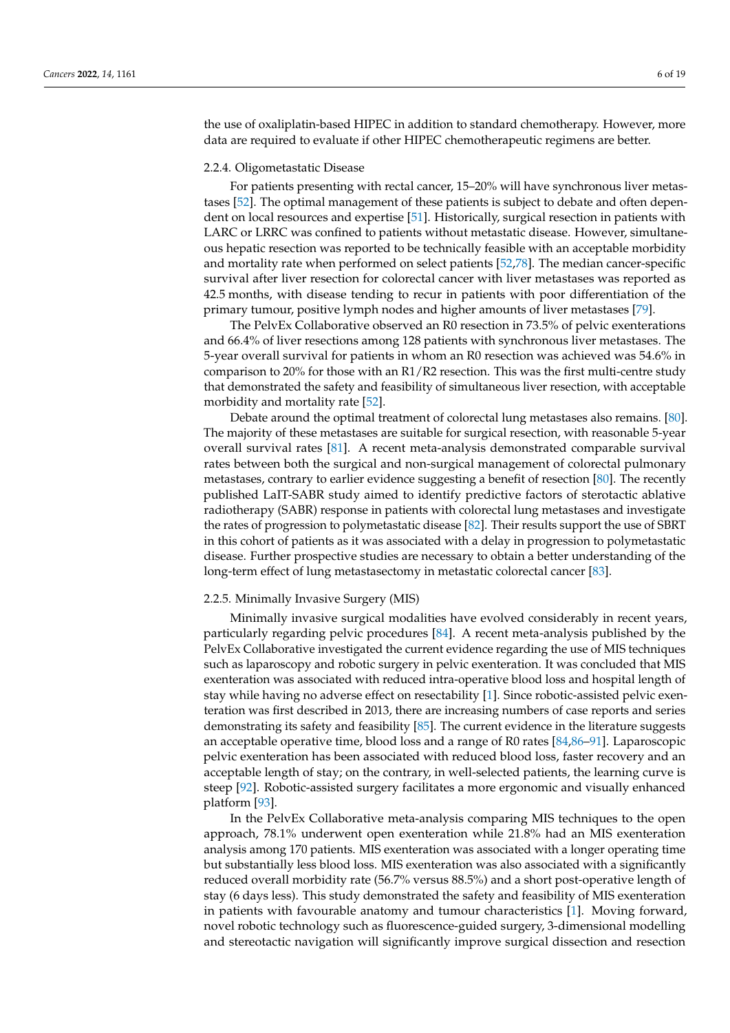the use of oxaliplatin-based HIPEC in addition to standard chemotherapy. However, more data are required to evaluate if other HIPEC chemotherapeutic regimens are better.

#### 2.2.4. Oligometastatic Disease

For patients presenting with rectal cancer, 15–20% will have synchronous liver metastases [52]. The optimal management of these patients is subject to debate and often dependent on local resources and expertise [51]. Historically, surgical resection in patients with LARC or LRRC was confined to patients without metastatic disease. However, simultaneous hepatic resection was reported to be technically feasible with an acceptable morbidity and mortality rate when performed on select patients [52,78]. The median cancer-specific survival after liver resection for colorectal cancer with liver metastases was reported as 42.5 months, with disease tending to recur in patients with poor differentiation of the primary tumour, positive lymph nodes and higher amounts of liver metastases [79].

The PelvEx Collaborative observed an R0 resection in 73.5% of pelvic exenterations and 66.4% of liver resections among 128 patients with synchronous liver metastases. The 5-year overall survival for patients in whom an R0 resection was achieved was 54.6% in comparison to 20% for those with an R1/R2 resection. This was the first multi-centre study that demonstrated the safety and feasibility of simultaneous liver resection, with acceptable morbidity and mortality rate [52].

Debate around the optimal treatment of colorectal lung metastases also remains. [80]. The majority of these metastases are suitable for surgical resection, with reasonable 5-year overall survival rates [81]. A recent meta-analysis demonstrated comparable survival rates between both the surgical and non-surgical management of colorectal pulmonary metastases, contrary to earlier evidence suggesting a benefit of resection [80]. The recently published LaIT-SABR study aimed to identify predictive factors of sterotactic ablative radiotherapy (SABR) response in patients with colorectal lung metastases and investigate the rates of progression to polymetastatic disease [82]. Their results support the use of SBRT in this cohort of patients as it was associated with a delay in progression to polymetastatic disease. Further prospective studies are necessary to obtain a better understanding of the long-term effect of lung metastasectomy in metastatic colorectal cancer [83].

#### 2.2.5. Minimally Invasive Surgery (MIS)

Minimally invasive surgical modalities have evolved considerably in recent years, particularly regarding pelvic procedures [84]. A recent meta-analysis published by the PelvEx Collaborative investigated the current evidence regarding the use of MIS techniques such as laparoscopy and robotic surgery in pelvic exenteration. It was concluded that MIS exenteration was associated with reduced intra-operative blood loss and hospital length of stay while having no adverse effect on resectability [1]. Since robotic-assisted pelvic exenteration was first described in 2013, there are increasing numbers of case reports and series demonstrating its safety and feasibility [85]. The current evidence in the literature suggests an acceptable operative time, blood loss and a range of R0 rates [84,86–91]. Laparoscopic pelvic exenteration has been associated with reduced blood loss, faster recovery and an acceptable length of stay; on the contrary, in well-selected patients, the learning curve is steep [92]. Robotic-assisted surgery facilitates a more ergonomic and visually enhanced platform [93].

In the PelvEx Collaborative meta-analysis comparing MIS techniques to the open approach, 78.1% underwent open exenteration while 21.8% had an MIS exenteration analysis among 170 patients. MIS exenteration was associated with a longer operating time but substantially less blood loss. MIS exenteration was also associated with a significantly reduced overall morbidity rate (56.7% versus 88.5%) and a short post-operative length of stay (6 days less). This study demonstrated the safety and feasibility of MIS exenteration in patients with favourable anatomy and tumour characteristics [1]. Moving forward, novel robotic technology such as fluorescence-guided surgery, 3-dimensional modelling and stereotactic navigation will significantly improve surgical dissection and resection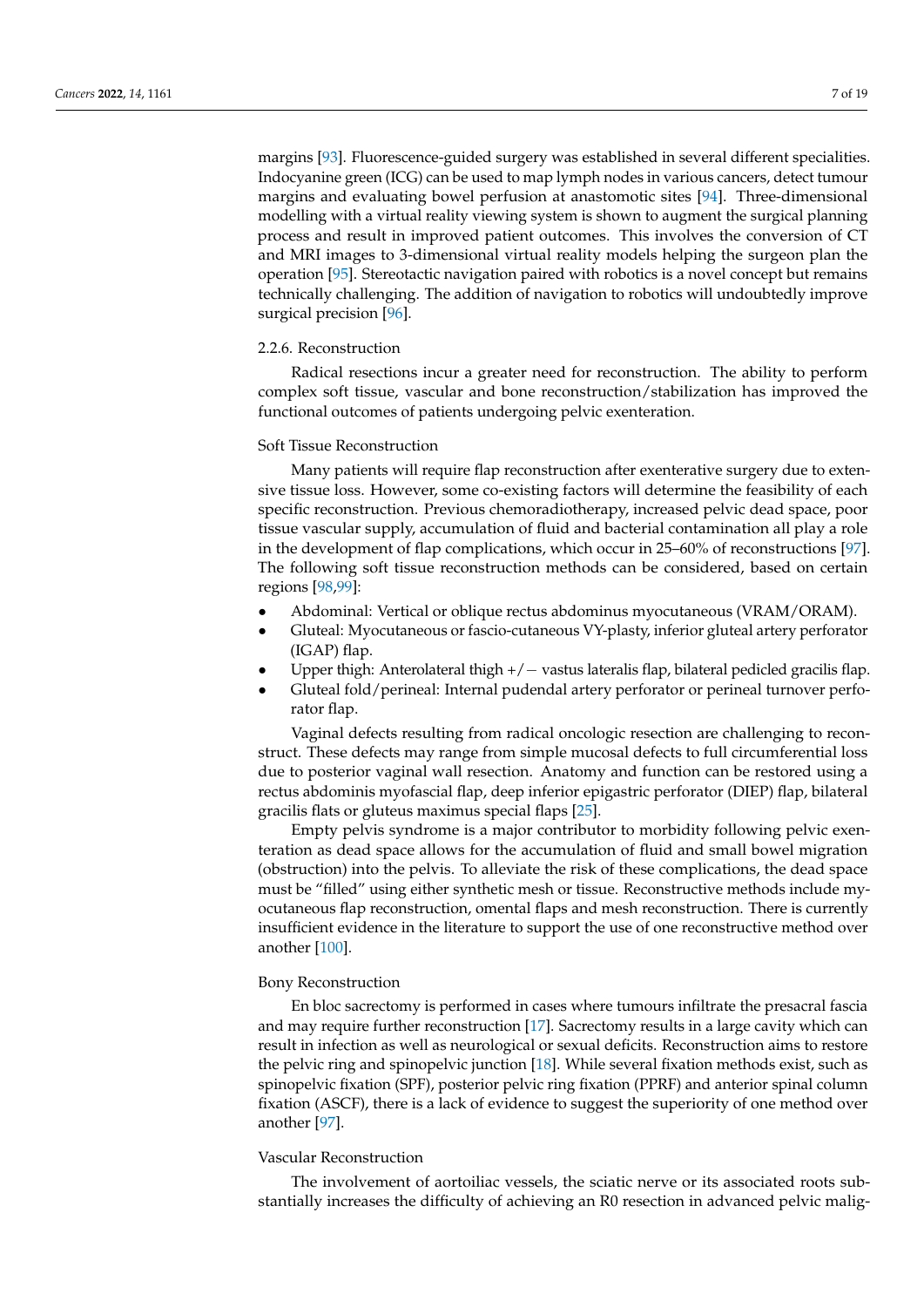margins [93]. Fluorescence-guided surgery was established in several different specialities. Indocyanine green (ICG) can be used to map lymph nodes in various cancers, detect tumour margins and evaluating bowel perfusion at anastomotic sites [94]. Three-dimensional modelling with a virtual reality viewing system is shown to augment the surgical planning process and result in improved patient outcomes. This involves the conversion of CT and MRI images to 3-dimensional virtual reality models helping the surgeon plan the operation [95]. Stereotactic navigation paired with robotics is a novel concept but remains technically challenging. The addition of navigation to robotics will undoubtedly improve surgical precision [96].

#### 2.2.6. Reconstruction

Radical resections incur a greater need for reconstruction. The ability to perform complex soft tissue, vascular and bone reconstruction/stabilization has improved the functional outcomes of patients undergoing pelvic exenteration.

##### Soft Tissue Reconstruction

Many patients will require flap reconstruction after exenterative surgery due to extensive tissue loss. However, some co-existing factors will determine the feasibility of each specific reconstruction. Previous chemoradiotherapy, increased pelvic dead space, poor tissue vascular supply, accumulation of fluid and bacterial contamination all play a role in the development of flap complications, which occur in 25–60% of reconstructions [97]. The following soft tissue reconstruction methods can be considered, based on certain regions [98,99]:

- Abdominal: Vertical or oblique rectus abdominus myocutaneous (VRAM/ORAM).
- Gluteal: Myocutaneous or fascio-cutaneous VY-plasty, inferior gluteal artery perforator (IGAP) flap.
- Upper thigh: Anterolateral thigh +/− vastus lateralis flap, bilateral pedicled gracilis flap.
- Gluteal fold/perineal: Internal pudendal artery perforator or perineal turnover perforator flap.

Vaginal defects resulting from radical oncologic resection are challenging to reconstruct. These defects may range from simple mucosal defects to full circumferential loss due to posterior vaginal wall resection. Anatomy and function can be restored using a rectus abdominis myofascial flap, deep inferior epigastric perforator (DIEP) flap, bilateral gracilis flats or gluteus maximus special flaps [25].

Empty pelvis syndrome is a major contributor to morbidity following pelvic exenteration as dead space allows for the accumulation of fluid and small bowel migration (obstruction) into the pelvis. To alleviate the risk of these complications, the dead space must be "filled" using either synthetic mesh or tissue. Reconstructive methods include myocutaneous flap reconstruction, omental flaps and mesh reconstruction. There is currently insufficient evidence in the literature to support the use of one reconstructive method over another [100].

##### Bony Reconstruction

En bloc sacrectomy is performed in cases where tumours infiltrate the presacral fascia and may require further reconstruction [17]. Sacrectomy results in a large cavity which can result in infection as well as neurological or sexual deficits. Reconstruction aims to restore the pelvic ring and spinopelvic junction [18]. While several fixation methods exist, such as spinopelvic fixation (SPF), posterior pelvic ring fixation (PPRF) and anterior spinal column fixation (ASCF), there is a lack of evidence to suggest the superiority of one method over another [97].

##### Vascular Reconstruction

The involvement of aortoiliac vessels, the sciatic nerve or its associated roots substantially increases the difficulty of achieving an R0 resection in advanced pelvic malig-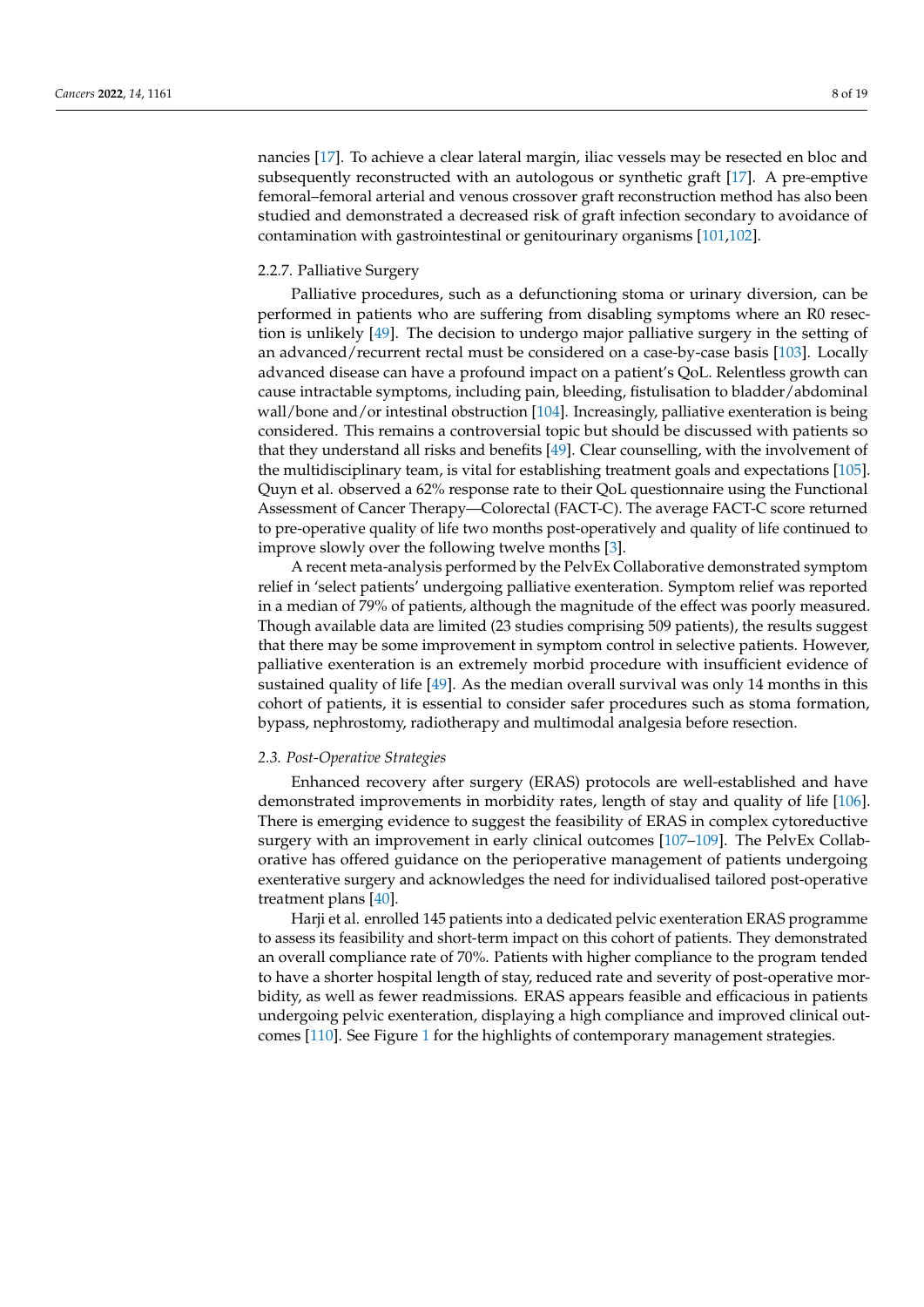nancies [17]. To achieve a clear lateral margin, iliac vessels may be resected en bloc and subsequently reconstructed with an autologous or synthetic graft [17]. A pre-emptive femoral–femoral arterial and venous crossover graft reconstruction method has also been studied and demonstrated a decreased risk of graft infection secondary to avoidance of contamination with gastrointestinal or genitourinary organisms [101,102].

#### 2.2.7. Palliative Surgery

Palliative procedures, such as a defunctioning stoma or urinary diversion, can be performed in patients who are suffering from disabling symptoms where an R0 resection is unlikely [49]. The decision to undergo major palliative surgery in the setting of an advanced/recurrent rectal must be considered on a case-by-case basis [103]. Locally advanced disease can have a profound impact on a patient's QoL. Relentless growth can cause intractable symptoms, including pain, bleeding, fistulisation to bladder/abdominal wall/bone and/or intestinal obstruction [104]. Increasingly, palliative exenteration is being considered. This remains a controversial topic but should be discussed with patients so that they understand all risks and benefits [49]. Clear counselling, with the involvement of the multidisciplinary team, is vital for establishing treatment goals and expectations [105]. Quyn et al. observed a 62% response rate to their QoL questionnaire using the Functional Assessment of Cancer Therapy—Colorectal (FACT-C). The average FACT-C score returned to pre-operative quality of life two months post-operatively and quality of life continued to improve slowly over the following twelve months [3].

A recent meta-analysis performed by the PelvEx Collaborative demonstrated symptom relief in 'select patients' undergoing palliative exenteration. Symptom relief was reported in a median of 79% of patients, although the magnitude of the effect was poorly measured. Though available data are limited (23 studies comprising 509 patients), the results suggest that there may be some improvement in symptom control in selective patients. However, palliative exenteration is an extremely morbid procedure with insufficient evidence of sustained quality of life [49]. As the median overall survival was only 14 months in this cohort of patients, it is essential to consider safer procedures such as stoma formation, bypass, nephrostomy, radiotherapy and multimodal analgesia before resection.

### *2.3. Post-Operative Strategies*

Enhanced recovery after surgery (ERAS) protocols are well-established and have demonstrated improvements in morbidity rates, length of stay and quality of life [106]. There is emerging evidence to suggest the feasibility of ERAS in complex cytoreductive surgery with an improvement in early clinical outcomes [107–109]. The PelvEx Collaborative has offered guidance on the perioperative management of patients undergoing exenterative surgery and acknowledges the need for individualised tailored post-operative treatment plans [40].

Harji et al. enrolled 145 patients into a dedicated pelvic exenteration ERAS programme to assess its feasibility and short-term impact on this cohort of patients. They demonstrated an overall compliance rate of 70%. Patients with higher compliance to the program tended to have a shorter hospital length of stay, reduced rate and severity of post-operative morbidity, as well as fewer readmissions. ERAS appears feasible and efficacious in patients undergoing pelvic exenteration, displaying a high compliance and improved clinical outcomes [110]. See Figure 1 for the highlights of contemporary management strategies.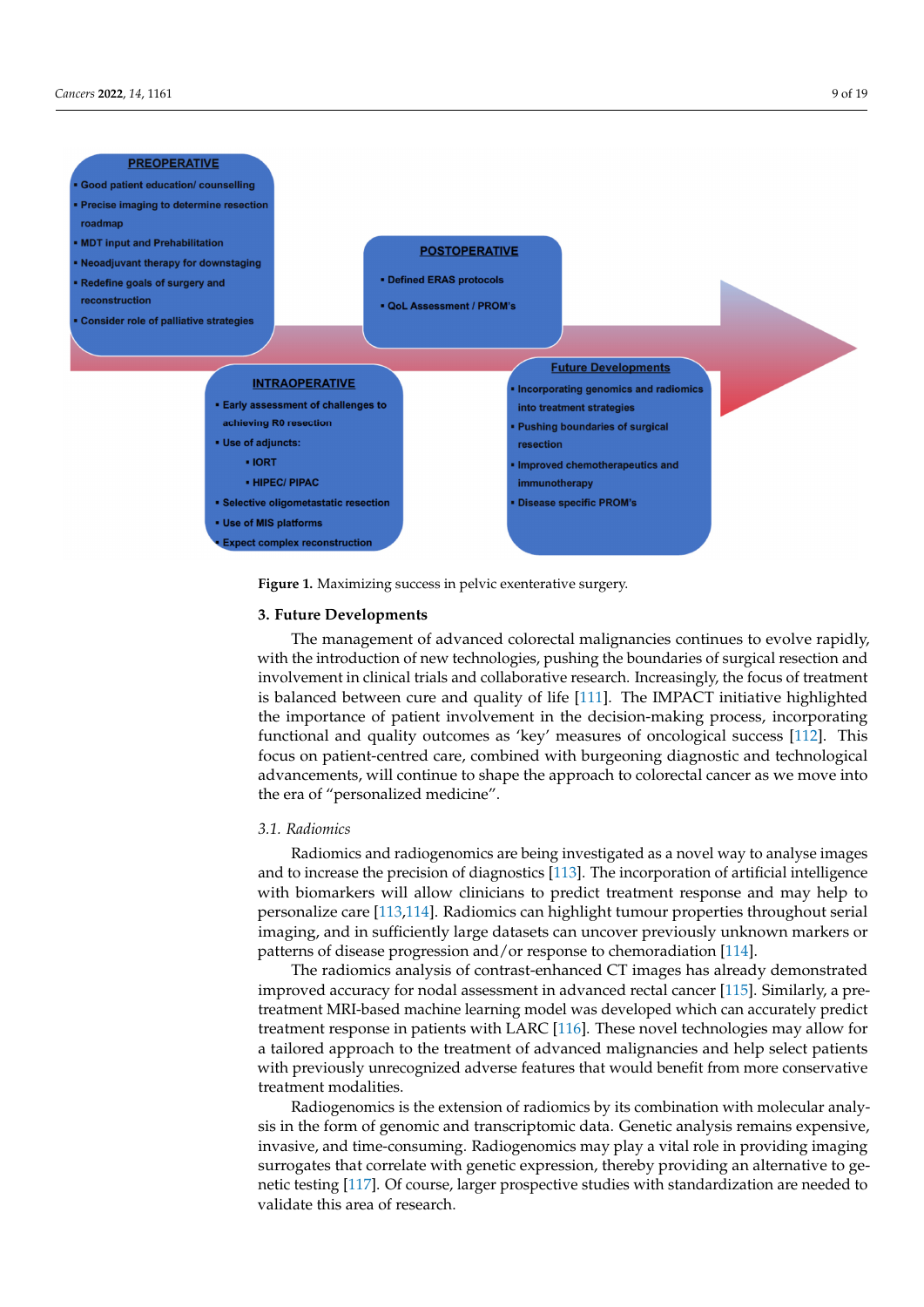**PREOPERATIVE**

- Good patient education/ counselling
- Precise imaging to determine resection roadmap
- MDT input and Prehabilitation
- Neoadjuvant therapy for downstaging
- Redefine goals of surgery and reconstruction
- Consider role of palliative strategies

**INTRAOPERATIVE**

- Early assessment of challenges to achieving R0 resection
- Use of adjuncts:
  - IORT
  - HIPEC/ PIPAC
- Selective oligometastatic resection
- Use of MIS platforms
- Expect complex reconstruction

**POSTOPERATIVE**

- Defined ERAS protocols
- QoL Assessment / PROM's

**Future Developments**

- Incorporating genomics and radiomics into treatment strategies
- Pushing boundaries of surgical resection
- Improved chemotherapeutics and immunotherapy
- Disease specific PROM's

**Figure 1.** Maximizing success in pelvic exenterative surgery.

## 3. Future Developments

The management of advanced colorectal malignancies continues to evolve rapidly, with the introduction of new technologies, pushing the boundaries of surgical resection and involvement in clinical trials and collaborative research. Increasingly, the focus of treatment is balanced between cure and quality of life [111]. The IMPACT initiative highlighted the importance of patient involvement in the decision-making process, incorporating functional and quality outcomes as 'key' measures of oncological success [112]. This focus on patient-centred care, combined with burgeoning diagnostic and technological advancements, will continue to shape the approach to colorectal cancer as we move into the era of "personalized medicine".

### 3.1. Radiomics

Radiomics and radiogenomics are being investigated as a novel way to analyse images and to increase the precision of diagnostics [113]. The incorporation of artificial intelligence with biomarkers will allow clinicians to predict treatment response and may help to personalize care [113,114]. Radiomics can highlight tumour properties throughout serial imaging, and in sufficiently large datasets can uncover previously unknown markers or patterns of disease progression and/or response to chemoradiation [114].

The radiomics analysis of contrast-enhanced CT images has already demonstrated improved accuracy for nodal assessment in advanced rectal cancer [115]. Similarly, a pre-treatment MRI-based machine learning model was developed which can accurately predict treatment response in patients with LARC [116]. These novel technologies may allow for a tailored approach to the treatment of advanced malignancies and help select patients with previously unrecognized adverse features that would benefit from more conservative treatment modalities.

Radiogenomics is the extension of radiomics by its combination with molecular analysis in the form of genomic and transcriptomic data. Genetic analysis remains expensive, invasive, and time-consuming. Radiogenomics may play a vital role in providing imaging surrogates that correlate with genetic expression, thereby providing an alternative to genetic testing [117]. Of course, larger prospective studies with standardization are needed to validate this area of research.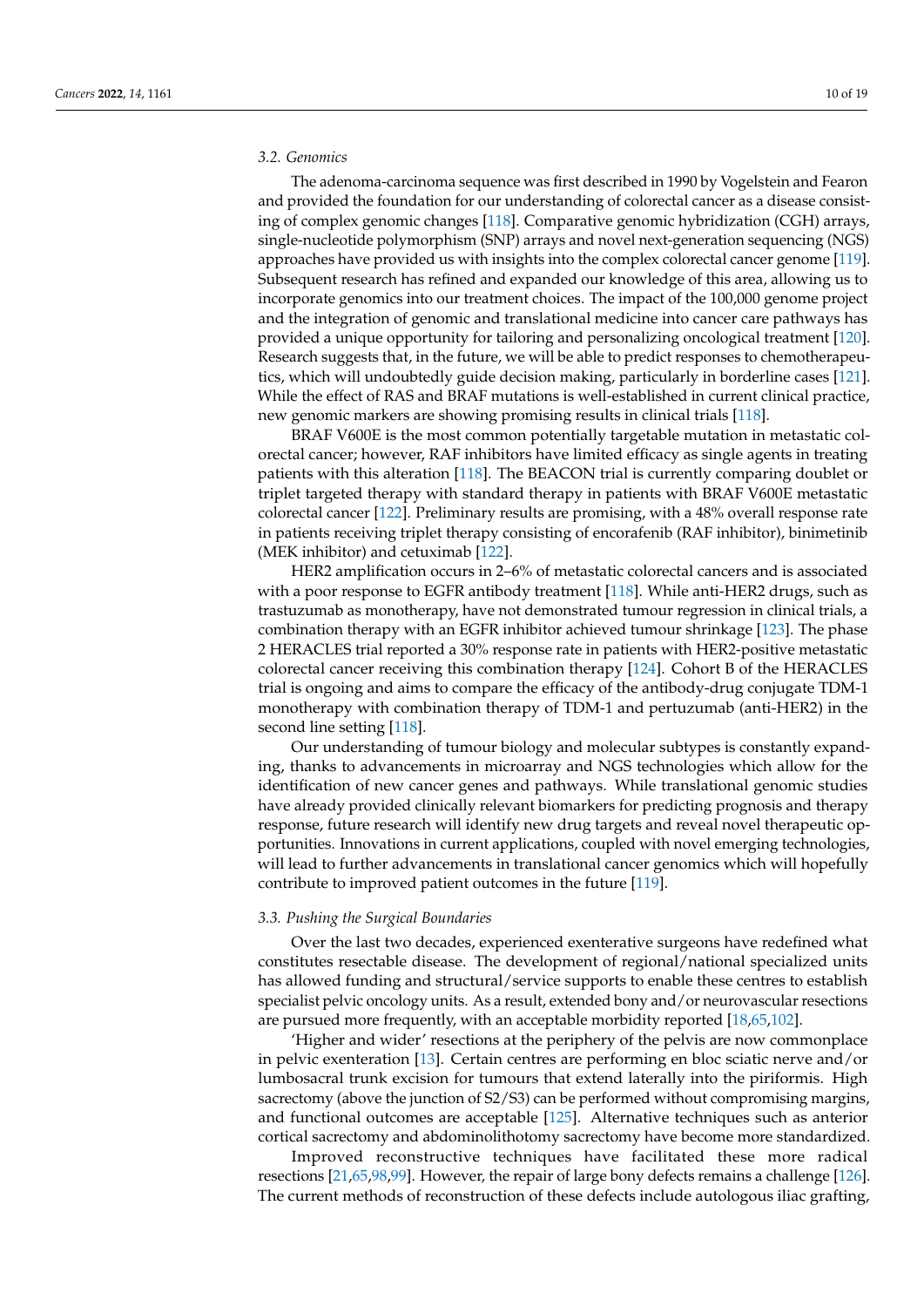### 3.2. Genomics

The adenoma-carcinoma sequence was first described in 1990 by Vogelstein and Fearon and provided the foundation for our understanding of colorectal cancer as a disease consisting of complex genomic changes [118]. Comparative genomic hybridization (CGH) arrays, single-nucleotide polymorphism (SNP) arrays and novel next-generation sequencing (NGS) approaches have provided us with insights into the complex colorectal cancer genome [119]. Subsequent research has refined and expanded our knowledge of this area, allowing us to incorporate genomics into our treatment choices. The impact of the 100,000 genome project and the integration of genomic and translational medicine into cancer care pathways has provided a unique opportunity for tailoring and personalizing oncological treatment [120]. Research suggests that, in the future, we will be able to predict responses to chemotherapeutics, which will undoubtedly guide decision making, particularly in borderline cases [121]. While the effect of RAS and BRAF mutations is well-established in current clinical practice, new genomic markers are showing promising results in clinical trials [118].

BRAF V600E is the most common potentially targetable mutation in metastatic colorectal cancer; however, RAF inhibitors have limited efficacy as single agents in treating patients with this alteration [118]. The BEACON trial is currently comparing doublet or triplet targeted therapy with standard therapy in patients with BRAF V600E metastatic colorectal cancer [122]. Preliminary results are promising, with a 48% overall response rate in patients receiving triplet therapy consisting of encorafenib (RAF inhibitor), binimetinib (MEK inhibitor) and cetuximab [122].

HER2 amplification occurs in 2–6% of metastatic colorectal cancers and is associated with a poor response to EGFR antibody treatment [118]. While anti-HER2 drugs, such as trastuzumab as monotherapy, have not demonstrated tumour regression in clinical trials, a combination therapy with an EGFR inhibitor achieved tumour shrinkage [123]. The phase 2 HERACLES trial reported a 30% response rate in patients with HER2-positive metastatic colorectal cancer receiving this combination therapy [124]. Cohort B of the HERACLES trial is ongoing and aims to compare the efficacy of the antibody-drug conjugate TDM-1 monotherapy with combination therapy of TDM-1 and pertuzumab (anti-HER2) in the second line setting [118].

Our understanding of tumour biology and molecular subtypes is constantly expanding, thanks to advancements in microarray and NGS technologies which allow for the identification of new cancer genes and pathways. While translational genomic studies have already provided clinically relevant biomarkers for predicting prognosis and therapy response, future research will identify new drug targets and reveal novel therapeutic opportunities. Innovations in current applications, coupled with novel emerging technologies, will lead to further advancements in translational cancer genomics which will hopefully contribute to improved patient outcomes in the future [119].

### 3.3. Pushing the Surgical Boundaries

Over the last two decades, experienced exenterative surgeons have redefined what constitutes resectable disease. The development of regional/national specialized units has allowed funding and structural/service supports to enable these centres to establish specialist pelvic oncology units. As a result, extended bony and/or neurovascular resections are pursued more frequently, with an acceptable morbidity reported [18,65,102].

'Higher and wider' resections at the periphery of the pelvis are now commonplace in pelvic exenteration [13]. Certain centres are performing en bloc sciatic nerve and/or lumbosacral trunk excision for tumours that extend laterally into the piriformis. High sacrectomy (above the junction of S2/S3) can be performed without compromising margins, and functional outcomes are acceptable [125]. Alternative techniques such as anterior cortical sacrectomy and abdominolithotomy sacrectomy have become more standardized.

Improved reconstructive techniques have facilitated these more radical resections [21,65,98,99]. However, the repair of large bony defects remains a challenge [126]. The current methods of reconstruction of these defects include autologous iliac grafting,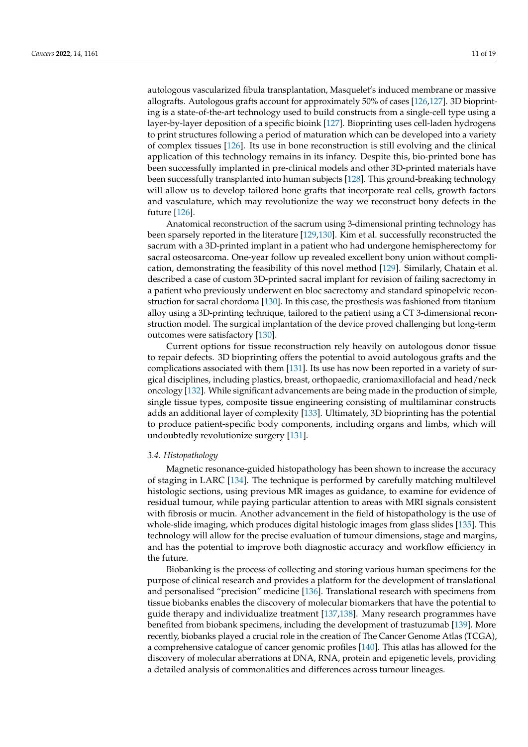autologous vascularized fibula transplantation, Masquelet's induced membrane or massive allografts. Autologous grafts account for approximately 50% of cases [126,127]. 3D bioprinting is a state-of-the-art technology used to build constructs from a single-cell type using a layer-by-layer deposition of a specific bioink [127]. Bioprinting uses cell-laden hydrogens to print structures following a period of maturation which can be developed into a variety of complex tissues [126]. Its use in bone reconstruction is still evolving and the clinical application of this technology remains in its infancy. Despite this, bio-printed bone has been successfully implanted in pre-clinical models and other 3D-printed materials have been successfully transplanted into human subjects [128]. This ground-breaking technology will allow us to develop tailored bone grafts that incorporate real cells, growth factors and vasculature, which may revolutionize the way we reconstruct bony defects in the future [126].

Anatomical reconstruction of the sacrum using 3-dimensional printing technology has been sparsely reported in the literature [129,130]. Kim et al. successfully reconstructed the sacrum with a 3D-printed implant in a patient who had undergone hemispherectomy for sacral osteosarcoma. One-year follow up revealed excellent bony union without complication, demonstrating the feasibility of this novel method [129]. Similarly, Chatain et al. described a case of custom 3D-printed sacral implant for revision of failing sacrectomy in a patient who previously underwent en bloc sacrectomy and standard spinopelvic reconstruction for sacral chordoma [130]. In this case, the prosthesis was fashioned from titanium alloy using a 3D-printing technique, tailored to the patient using a CT 3-dimensional reconstruction model. The surgical implantation of the device proved challenging but long-term outcomes were satisfactory [130].

Current options for tissue reconstruction rely heavily on autologous donor tissue to repair defects. 3D bioprinting offers the potential to avoid autologous grafts and the complications associated with them [131]. Its use has now been reported in a variety of surgical disciplines, including plastics, breast, orthopaedic, craniomaxillofacial and head/neck oncology [132]. While significant advancements are being made in the production of simple, single tissue types, composite tissue engineering consisting of multilaminar constructs adds an additional layer of complexity [133]. Ultimately, 3D bioprinting has the potential to produce patient-specific body components, including organs and limbs, which will undoubtedly revolutionize surgery [131].

### 3.4. Histopathology

Magnetic resonance-guided histopathology has been shown to increase the accuracy of staging in LARC [134]. The technique is performed by carefully matching multilevel histologic sections, using previous MR images as guidance, to examine for evidence of residual tumour, while paying particular attention to areas with MRI signals consistent with fibrosis or mucin. Another advancement in the field of histopathology is the use of whole-slide imaging, which produces digital histologic images from glass slides [135]. This technology will allow for the precise evaluation of tumour dimensions, stage and margins, and has the potential to improve both diagnostic accuracy and workflow efficiency in the future.

Biobanking is the process of collecting and storing various human specimens for the purpose of clinical research and provides a platform for the development of translational and personalised "precision" medicine [136]. Translational research with specimens from tissue biobanks enables the discovery of molecular biomarkers that have the potential to guide therapy and individualize treatment [137,138]. Many research programmes have benefited from biobank specimens, including the development of trastuzumab [139]. More recently, biobanks played a crucial role in the creation of The Cancer Genome Atlas (TCGA), a comprehensive catalogue of cancer genomic profiles [140]. This atlas has allowed for the discovery of molecular aberrations at DNA, RNA, protein and epigenetic levels, providing a detailed analysis of commonalities and differences across tumour lineages.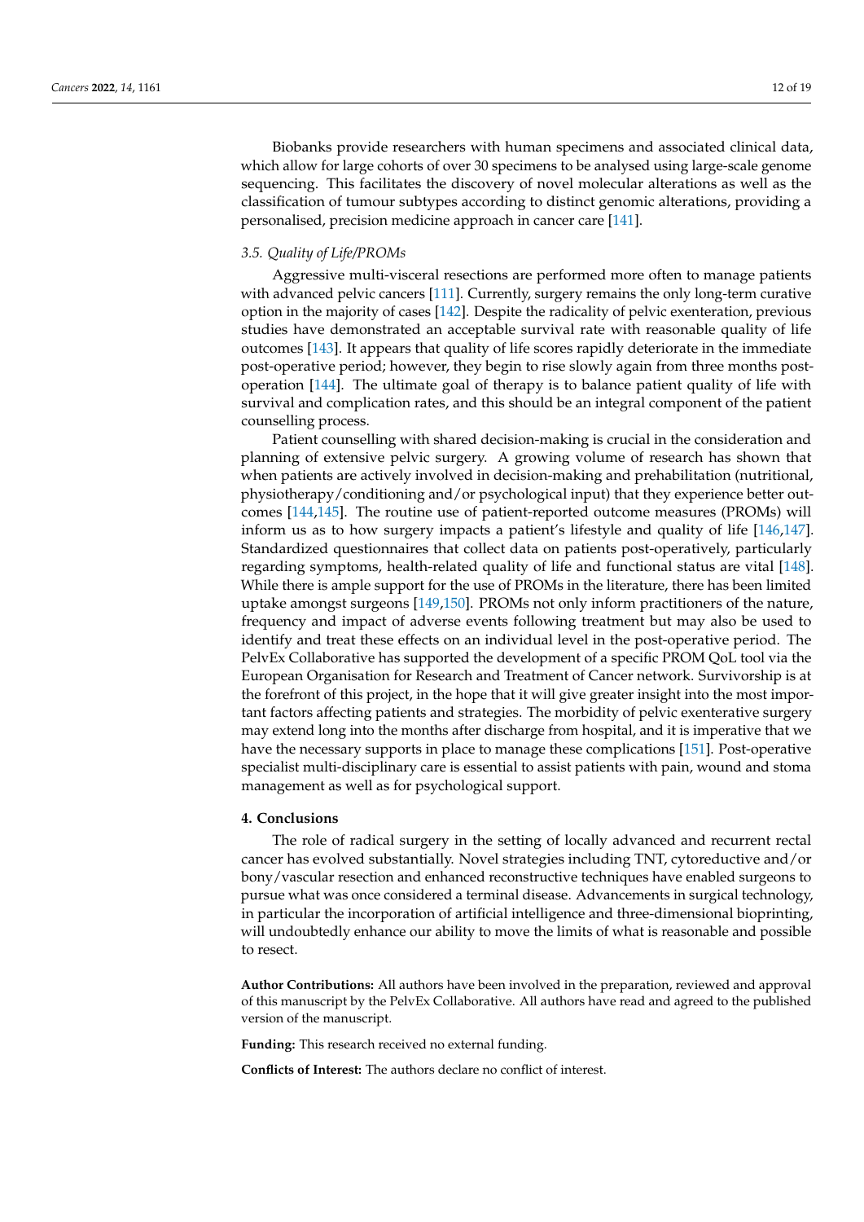Biobanks provide researchers with human specimens and associated clinical data, which allow for large cohorts of over 30 specimens to be analysed using large-scale genome sequencing. This facilitates the discovery of novel molecular alterations as well as the classification of tumour subtypes according to distinct genomic alterations, providing a personalised, precision medicine approach in cancer care [141].

### *3.5. Quality of Life/PROMs*

Aggressive multi-visceral resections are performed more often to manage patients with advanced pelvic cancers [111]. Currently, surgery remains the only long-term curative option in the majority of cases [142]. Despite the radicality of pelvic exenteration, previous studies have demonstrated an acceptable survival rate with reasonable quality of life outcomes [143]. It appears that quality of life scores rapidly deteriorate in the immediate post-operative period; however, they begin to rise slowly again from three months post-operation [144]. The ultimate goal of therapy is to balance patient quality of life with survival and complication rates, and this should be an integral component of the patient counselling process.

Patient counselling with shared decision-making is crucial in the consideration and planning of extensive pelvic surgery. A growing volume of research has shown that when patients are actively involved in decision-making and prehabilitation (nutritional, physiotherapy/conditioning and/or psychological input) that they experience better outcomes [144,145]. The routine use of patient-reported outcome measures (PROMs) will inform us as to how surgery impacts a patient's lifestyle and quality of life [146,147]. Standardized questionnaires that collect data on patients post-operatively, particularly regarding symptoms, health-related quality of life and functional status are vital [148]. While there is ample support for the use of PROMs in the literature, there has been limited uptake amongst surgeons [149,150]. PROMs not only inform practitioners of the nature, frequency and impact of adverse events following treatment but may also be used to identify and treat these effects on an individual level in the post-operative period. The PelvEx Collaborative has supported the development of a specific PROM QoL tool via the European Organisation for Research and Treatment of Cancer network. Survivorship is at the forefront of this project, in the hope that it will give greater insight into the most important factors affecting patients and strategies. The morbidity of pelvic exenterative surgery may extend long into the months after discharge from hospital, and it is imperative that we have the necessary supports in place to manage these complications [151]. Post-operative specialist multi-disciplinary care is essential to assist patients with pain, wound and stoma management as well as for psychological support.

## **4. Conclusions**

The role of radical surgery in the setting of locally advanced and recurrent rectal cancer has evolved substantially. Novel strategies including TNT, cytoreductive and/or bony/vascular resection and enhanced reconstructive techniques have enabled surgeons to pursue what was once considered a terminal disease. Advancements in surgical technology, in particular the incorporation of artificial intelligence and three-dimensional bioprinting, will undoubtedly enhance our ability to move the limits of what is reasonable and possible to resect.

**Author Contributions:** All authors have been involved in the preparation, reviewed and approval of this manuscript by the PelvEx Collaborative. All authors have read and agreed to the published version of the manuscript.

**Funding:** This research received no external funding.

**Conflicts of Interest:** The authors declare no conflict of interest.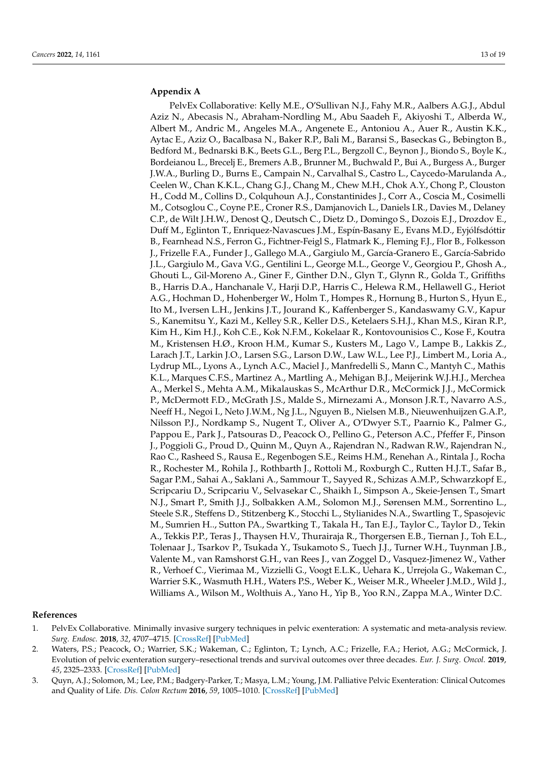## Appendix A

PelvEx Collaborative: Kelly M.E., O'Sullivan N.J., Fahy M.R., Aalbers A.G.J., Abdul Aziz N., Abecasis N., Abraham-Nordling M., Abu Saadeh F., Akiyoshi T., Alberda W., Albert M., Andric M., Angeles M.A., Angenete E., Antoniou A., Auer R., Austin K.K., Aytac E., Aziz O., Bacalbasa N., Baker R.P., Bali M., Baransi S., Baseckas G., Bebington B., Bedford M., Bednarski B.K., Beets G.L., Berg P.L., Bergzoll C., Beynon J., Biondo S., Boyle K., Bordeianou L., Brecelj E., Bremers A.B., Brunner M., Buchwald P., Bui A., Burgess A., Burger J.W.A., Burling D., Burns E., Campain N., Carvalhal S., Castro L., Caycedo-Marulanda A., Ceelen W., Chan K.K.L., Chang G.J., Chang M., Chew M.H., Chok A.Y., Chong P., Clouston H., Codd M., Collins D., Colquhoun A.J., Constantinides J., Corr A., Coscia M., Cosimelli M., Cotsoglou C., Coyne P.E., Croner R.S., Damjanovich L., Daniels I.R., Davies M., Delaney C.P., de Wilt J.H.W., Denost Q., Deutsch C., Dietz D., Domingo S., Dozois E.J., Drozdov E., Duff M., Eglinton T., Enriquez-Navascues J.M., Espín-Basany E., Evans M.D., Eyjólfsdóttir B., Fearnhead N.S., Ferron G., Fichtner-Feigl S., Flatmark K., Fleming F.J., Flor B., Folkesson J., Frizelle F.A., Funder J., Gallego M.A., Gargiulo M., García-Granero E., García-Sabrido J.L., Gargiulo M., Gava V.G., Gentilini L., George M.L., George V., Georgiou P., Ghosh A., Ghouti L., Gil-Moreno A., Giner F., Ginther D.N., Glyn T., Glynn R., Golda T., Griffiths B., Harris D.A., Hanchanale V., Harji D.P., Harris C., Helewa R.M., Hellawell G., Heriot A.G., Hochman D., Hohenberger W., Holm T., Hompes R., Hornung B., Hurton S., Hyun E., Ito M., Iversen L.H., Jenkins J.T., Jourand K., Kaffenberger S., Kandaswamy G.V., Kapur S., Kanemitsu Y., Kazi M., Kelley S.R., Keller D.S., Ketelaers S.H.J., Khan M.S., Kiran R.P., Kim H., Kim H.J., Koh C.E., Kok N.F.M., Kokelaar R., Kontovounisios C., Kose F., Koutra M., Kristensen H.Ø., Kroon H.M., Kumar S., Kusters M., Lago V., Lampe B., Lakkis Z., Larach J.T., Larkin J.O., Larsen S.G., Larson D.W., Law W.L., Lee P.J., Limbert M., Loria A., Lydrup ML., Lyons A., Lynch A.C., Maciel J., Manfredelli S., Mann C., Mantyh C., Mathis K.L., Marques C.F.S., Martinez A., Martling A., Mehigan B.J., Meijerink W.J.H.J., Merchea A., Merkel S., Mehta A.M., Mikalauskas S., McArthur D.R., McCormick J.J., McCormick P., McDermott F.D., McGrath J.S., Malde S., Mirnezami A., Monson J.R.T., Navarro A.S., Neeff H., Negoi I., Neto J.W.M., Ng J.L., Nguyen B., Nielsen M.B., Nieuwenhuijzen G.A.P., Nilsson P.J., Nordkamp S., Nugent T., Oliver A., O'Dwyer S.T., Paarnio K., Palmer G., Pappou E., Park J., Patsouras D., Peacock O., Pellino G., Peterson A.C., Pfeffer F., Pinson J., Poggioli G., Proud D., Quinn M., Quyn A., Rajendran N., Radwan R.W., Rajendran N., Rao C., Rasheed S., Rausa E., Regenbogen S.E., Reims H.M., Renehan A., Rintala J., Rocha R., Rochester M., Rohila J., Rothbarth J., Rottoli M., Roxburgh C., Rutten H.J.T., Safar B., Sagar P.M., Sahai A., Saklani A., Sammour T., Sayyed R., Schizas A.M.P., Schwarzkopf E., Scripcariu D., Scripcariu V., Selvasekar C., Shaikh I., Simpson A., Skeie-Jensen T., Smart N.J., Smart P., Smith J.J., Solbakken A.M., Solomon M.J., Sørensen M.M., Sorrentino L., Steele S.R., Steffens D., Stitzenberg K., Stocchi L., Stylianides N.A., Swartling T., Spasojevic M., Sumrien H.., Sutton PA., Swartking T., Takala H., Tan E.J., Taylor C., Taylor D., Tekin A., Tekkis P.P., Teras J., Thaysen H.V., Thurairaja R., Thorgersen E.B., Tiernan J., Toh E.L., Tolenaar J., Tsarkov P., Tsukada Y., Tsukamoto S., Tuech J.J., Turner W.H., Tuynman J.B., Valente M., van Ramshorst G.H., van Rees J., van Zoggel D., Vasquez-Jimenez W., Vather R., Verhoef C., Vierimaa M., Vizzielli G., Voogt E.L.K., Uehara K., Urrejola G., Wakeman C., Warrier S.K., Wasmuth H.H., Waters P.S., Weber K., Weiser M.R., Wheeler J.M.D., Wild J., Williams A., Wilson M., Wolthuis A., Yano H., Yip B., Yoo R.N., Zappa M.A., Winter D.C.

## References

1. PelvEx Collaborative. Minimally invasive surgery techniques in pelvic exenteration: A systematic and meta-analysis review. *Surg. Endosc.* **2018**, *32*, 4707–4715. [CrossRef] [PubMed]
2. Waters, P.S.; Peacock, O.; Warrier, S.K.; Wakeman, C.; Eglinton, T.; Lynch, A.C.; Frizelle, F.A.; Heriot, A.G.; McCormick, J. Evolution of pelvic exenteration surgery–resectional trends and survival outcomes over three decades. *Eur. J. Surg. Oncol.* **2019**, *45*, 2325–2333. [CrossRef] [PubMed]
3. Quyn, A.J.; Solomon, M.; Lee, P.M.; Badgery-Parker, T.; Masya, L.M.; Young, J.M. Palliative Pelvic Exenteration: Clinical Outcomes and Quality of Life. *Dis. Colon Rectum* **2016**, *59*, 1005–1010. [CrossRef] [PubMed]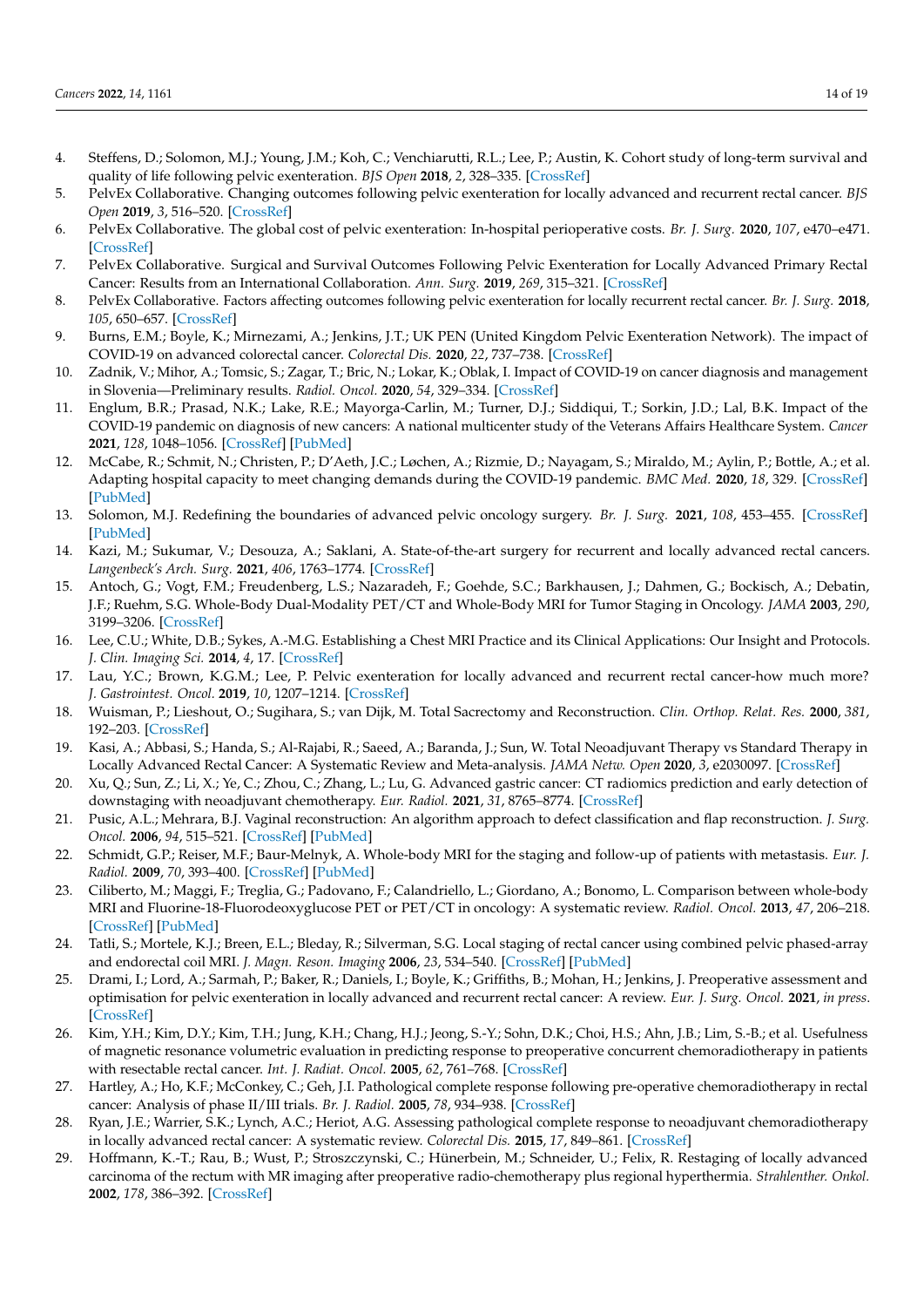4. Steffens, D.; Solomon, M.J.; Young, J.M.; Koh, C.; Venchiarutti, R.L.; Lee, P.; Austin, K. Cohort study of long-term survival and quality of life following pelvic exenteration. *BJS Open* **2018**, *2*, 328–335. [CrossRef]
5. PelvEx Collaborative. Changing outcomes following pelvic exenteration for locally advanced and recurrent rectal cancer. *BJS Open* **2019**, *3*, 516–520. [CrossRef]
6. PelvEx Collaborative. The global cost of pelvic exenteration: In-hospital perioperative costs. *Br. J. Surg.* **2020**, *107*, e470–e471. [CrossRef]
7. PelvEx Collaborative. Surgical and Survival Outcomes Following Pelvic Exenteration for Locally Advanced Primary Rectal Cancer: Results from an International Collaboration. *Ann. Surg.* **2019**, *269*, 315–321. [CrossRef]
8. PelvEx Collaborative. Factors affecting outcomes following pelvic exenteration for locally recurrent rectal cancer. *Br. J. Surg.* **2018**, *105*, 650–657. [CrossRef]
9. Burns, E.M.; Boyle, K.; Mirnezami, A.; Jenkins, J.T.; UK PEN (United Kingdom Pelvic Exenteration Network). The impact of COVID-19 on advanced colorectal cancer. *Colorectal Dis.* **2020**, *22*, 737–738. [CrossRef]
10. Zadnik, V.; Mihor, A.; Tomsic, S.; Zagar, T.; Bric, N.; Lokar, K.; Oblak, I. Impact of COVID-19 on cancer diagnosis and management in Slovenia—Preliminary results. *Radiol. Oncol.* **2020**, *54*, 329–334. [CrossRef]
11. Englum, B.R.; Prasad, N.K.; Lake, R.E.; Mayorga-Carlin, M.; Turner, D.J.; Siddiqui, T.; Sorkin, J.D.; Lal, B.K. Impact of the COVID-19 pandemic on diagnosis of new cancers: A national multicenter study of the Veterans Affairs Healthcare System. *Cancer* **2021**, *128*, 1048–1056. [CrossRef] [PubMed]
12. McCabe, R.; Schmit, N.; Christen, P.; D'Aeth, J.C.; Løchen, A.; Rizmie, D.; Nayagam, S.; Miraldo, M.; Aylin, P.; Bottle, A.; et al. Adapting hospital capacity to meet changing demands during the COVID-19 pandemic. *BMC Med.* **2020**, *18*, 329. [CrossRef] [PubMed]
13. Solomon, M.J. Redefining the boundaries of advanced pelvic oncology surgery. *Br. J. Surg.* **2021**, *108*, 453–455. [CrossRef] [PubMed]
14. Kazi, M.; Sukumar, V.; Desouza, A.; Saklani, A. State-of-the-art surgery for recurrent and locally advanced rectal cancers. *Langenbeck's Arch. Surg.* **2021**, *406*, 1763–1774. [CrossRef]
15. Antoch, G.; Vogt, F.M.; Freudenberg, L.S.; Nazaradeh, F.; Goehde, S.C.; Barkhausen, J.; Dahmen, G.; Bockisch, A.; Debatin, J.F.; Ruehm, S.G. Whole-Body Dual-Modality PET/CT and Whole-Body MRI for Tumor Staging in Oncology. *JAMA* **2003**, *290*, 3199–3206. [CrossRef]
16. Lee, C.U.; White, D.B.; Sykes, A.-M.G. Establishing a Chest MRI Practice and its Clinical Applications: Our Insight and Protocols. *J. Clin. Imaging Sci.* **2014**, *4*, 17. [CrossRef]
17. Lau, Y.C.; Brown, K.G.M.; Lee, P. Pelvic exenteration for locally advanced and recurrent rectal cancer-how much more? *J. Gastrointest. Oncol.* **2019**, *10*, 1207–1214. [CrossRef]
18. Wuisman, P.; Lieshout, O.; Sugihara, S.; van Dijk, M. Total Sacrectomy and Reconstruction. *Clin. Orthop. Relat. Res.* **2000**, *381*, 192–203. [CrossRef]
19. Kasi, A.; Abbasi, S.; Handa, S.; Al-Rajabi, R.; Saeed, A.; Baranda, J.; Sun, W. Total Neoadjuvant Therapy vs Standard Therapy in Locally Advanced Rectal Cancer: A Systematic Review and Meta-analysis. *JAMA Netw. Open* **2020**, *3*, e2030097. [CrossRef]
20. Xu, Q.; Sun, Z.; Li, X.; Ye, C.; Zhou, C.; Zhang, L.; Lu, G. Advanced gastric cancer: CT radiomics prediction and early detection of downstaging with neoadjuvant chemotherapy. *Eur. Radiol.* **2021**, *31*, 8765–8774. [CrossRef]
21. Pusic, A.L.; Mehrara, B.J. Vaginal reconstruction: An algorithm approach to defect classification and flap reconstruction. *J. Surg. Oncol.* **2006**, *94*, 515–521. [CrossRef] [PubMed]
22. Schmidt, G.P.; Reiser, M.F.; Baur-Melnyk, A. Whole-body MRI for the staging and follow-up of patients with metastasis. *Eur. J. Radiol.* **2009**, *70*, 393–400. [CrossRef] [PubMed]
23. Ciliberto, M.; Maggi, F.; Treglia, G.; Padovano, F.; Calandriello, L.; Giordano, A.; Bonomo, L. Comparison between whole-body MRI and Fluorine-18-Fluorodeoxyglucose PET or PET/CT in oncology: A systematic review. *Radiol. Oncol.* **2013**, *47*, 206–218. [CrossRef] [PubMed]
24. Tatli, S.; Mortele, K.J.; Breen, E.L.; Bleday, R.; Silverman, S.G. Local staging of rectal cancer using combined pelvic phased-array and endorectal coil MRI. *J. Magn. Reson. Imaging* **2006**, *23*, 534–540. [CrossRef] [PubMed]
25. Drami, I.; Lord, A.; Sarmah, P.; Baker, R.; Daniels, I.; Boyle, K.; Griffiths, B.; Mohan, H.; Jenkins, J. Preoperative assessment and optimisation for pelvic exenteration in locally advanced and recurrent rectal cancer: A review. *Eur. J. Surg. Oncol.* **2021**, *in press*. [CrossRef]
26. Kim, Y.H.; Kim, D.Y.; Kim, T.H.; Jung, K.H.; Chang, H.J.; Jeong, S.-Y.; Sohn, D.K.; Choi, H.S.; Ahn, J.B.; Lim, S.-B.; et al. Usefulness of magnetic resonance volumetric evaluation in predicting response to preoperative concurrent chemoradiotherapy in patients with resectable rectal cancer. *Int. J. Radiat. Oncol.* **2005**, *62*, 761–768. [CrossRef]
27. Hartley, A.; Ho, K.F.; McConkey, C.; Geh, J.I. Pathological complete response following pre-operative chemoradiotherapy in rectal cancer: Analysis of phase II/III trials. *Br. J. Radiol.* **2005**, *78*, 934–938. [CrossRef]
28. Ryan, J.E.; Warrier, S.K.; Lynch, A.C.; Heriot, A.G. Assessing pathological complete response to neoadjuvant chemoradiotherapy in locally advanced rectal cancer: A systematic review. *Colorectal Dis.* **2015**, *17*, 849–861. [CrossRef]
29. Hoffmann, K.-T.; Rau, B.; Wust, P.; Stroszczynski, C.; Hünerbein, M.; Schneider, U.; Felix, R. Restaging of locally advanced carcinoma of the rectum with MR imaging after preoperative radio-chemotherapy plus regional hyperthermia. *Strahlenther. Onkol.* **2002**, *178*, 386–392. [CrossRef]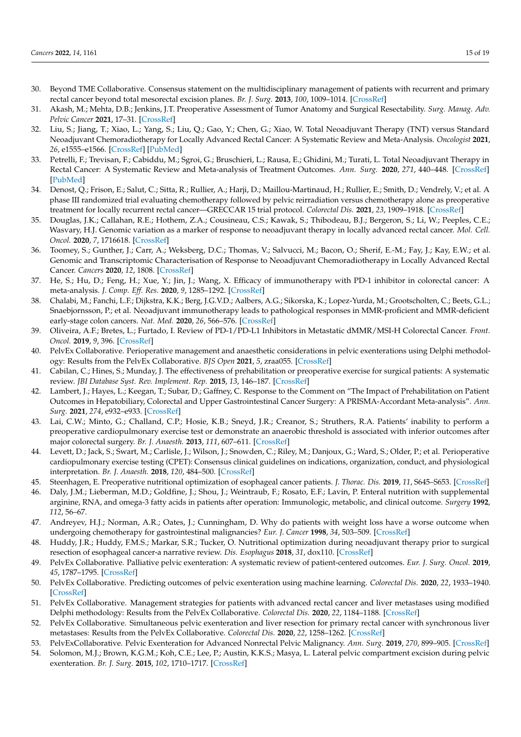30. Beyond TME Collaborative. Consensus statement on the multidisciplinary management of patients with recurrent and primary rectal cancer beyond total mesorectal excision planes. *Br. J. Surg.* **2013**, *100*, 1009–1014. [CrossRef]
31. Akash, M.; Mehta, D.B.; Jenkins, J.T. Preoperative Assessment of Tumor Anatomy and Surgical Resectability. *Surg. Manag. Adv. Pelvic Cancer* **2021**, 17–31. [CrossRef]
32. Liu, S.; Jiang, T.; Xiao, L.; Yang, S.; Liu, Q.; Gao, Y.; Chen, G.; Xiao, W. Total Neoadjuvant Therapy (TNT) versus Standard Neoadjuvant Chemoradiotherapy for Locally Advanced Rectal Cancer: A Systematic Review and Meta-Analysis. *Oncologist* **2021**, *26*, e1555–e1566. [CrossRef] [PubMed]
33. Petrelli, F.; Trevisan, F.; Cabiddu, M.; Sgroi, G.; Bruschieri, L.; Rausa, E.; Ghidini, M.; Turati, L. Total Neoadjuvant Therapy in Rectal Cancer: A Systematic Review and Meta-analysis of Treatment Outcomes. *Ann. Surg.* **2020**, *271*, 440–448. [CrossRef] [PubMed]
34. Denost, Q.; Frison, E.; Salut, C.; Sitta, R.; Rullier, A.; Harji, D.; Maillou-Martinaud, H.; Rullier, E.; Smith, D.; Vendrely, V.; et al. A phase III randomized trial evaluating chemotherapy followed by pelvic reirradiation versus chemotherapy alone as preoperative treatment for locally recurrent rectal cancer—GRECCAR 15 trial protocol. *Colorectal Dis.* **2021**, *23*, 1909–1918. [CrossRef]
35. Douglas, J.K.; Callahan, R.E.; Hothem, Z.A.; Cousineau, C.S.; Kawak, S.; Thibodeau, B.J.; Bergeron, S.; Li, W.; Peeples, C.E.; Wasvary, H.J. Genomic variation as a marker of response to neoadjuvant therapy in locally advanced rectal cancer. *Mol. Cell. Oncol.* **2020**, *7*, 1716618. [CrossRef]
36. Toomey, S.; Gunther, J.; Carr, A.; Weksberg, D.C.; Thomas, V.; Salvucci, M.; Bacon, O.; Sherif, E.-M.; Fay, J.; Kay, E.W.; et al. Genomic and Transcriptomic Characterisation of Response to Neoadjuvant Chemoradiotherapy in Locally Advanced Rectal Cancer. *Cancers* **2020**, *12*, 1808. [CrossRef]
37. He, S.; Hu, D.; Feng, H.; Xue, Y.; Jin, J.; Wang, X. Efficacy of immunotherapy with PD-1 inhibitor in colorectal cancer: A meta-analysis. *J. Comp. Eff. Res.* **2020**, *9*, 1285–1292. [CrossRef]
38. Chalabi, M.; Fanchi, L.F.; Dijkstra, K.K.; Berg, J.G.V.D.; Aalbers, A.G.; Sikorska, K.; Lopez-Yurda, M.; Grootscholten, C.; Beets, G.L.; Snaebjornsson, P.; et al. Neoadjuvant immunotherapy leads to pathological responses in MMR-proficient and MMR-deficient early-stage colon cancers. *Nat. Med.* **2020**, *26*, 566–576. [CrossRef]
39. Oliveira, A.F.; Bretes, L.; Furtado, I. Review of PD-1/PD-L1 Inhibitors in Metastatic dMMR/MSI-H Colorectal Cancer. *Front. Oncol.* **2019**, *9*, 396. [CrossRef]
40. PelvEx Collaborative. Perioperative management and anaesthetic considerations in pelvic exenterations using Delphi methodology: Results from the PelvEx Collaborative. *BJS Open* **2021**, *5*, zraa055. [CrossRef]
41. Cabilan, C.; Hines, S.; Munday, J. The effectiveness of prehabilitation or preoperative exercise for surgical patients: A systematic review. *JBI Database Syst. Rev. Implement. Rep.* **2015**, *13*, 146–187. [CrossRef]
42. Lambert, J.; Hayes, L.; Keegan, T.; Subar, D.; Gaffney, C. Response to the Comment on "The Impact of Prehabilitation on Patient Outcomes in Hepatobiliary, Colorectal and Upper Gastrointestinal Cancer Surgery: A PRISMA-Accordant Meta-analysis". *Ann. Surg.* **2021**, *274*, e932–e933. [CrossRef]
43. Lai, C.W.; Minto, G.; Challand, C.P.; Hosie, K.B.; Sneyd, J.R.; Creanor, S.; Struthers, R.A. Patients' inability to perform a preoperative cardiopulmonary exercise test or demonstrate an anaerobic threshold is associated with inferior outcomes after major colorectal surgery. *Br. J. Anaesth.* **2013**, *111*, 607–611. [CrossRef]
44. Levett, D.; Jack, S.; Swart, M.; Carlisle, J.; Wilson, J.; Snowden, C.; Riley, M.; Danjoux, G.; Ward, S.; Older, P.; et al. Perioperative cardiopulmonary exercise testing (CPET): Consensus clinical guidelines on indications, organization, conduct, and physiological interpretation. *Br. J. Anaesth.* **2018**, *120*, 484–500. [CrossRef]
45. Steenhagen, E. Preoperative nutritional optimization of esophageal cancer patients. *J. Thorac. Dis.* **2019**, *11*, S645–S653. [CrossRef]
46. Daly, J.M.; Lieberman, M.D.; Goldfine, J.; Shou, J.; Weintraub, F.; Rosato, E.F.; Lavin, P. Enteral nutrition with supplemental arginine, RNA, and omega-3 fatty acids in patients after operation: Immunologic, metabolic, and clinical outcome. *Surgery* **1992**, *112*, 56–67.
47. Andreyev, H.J.; Norman, A.R.; Oates, J.; Cunningham, D. Why do patients with weight loss have a worse outcome when undergoing chemotherapy for gastrointestinal malignancies? *Eur. J. Cancer* **1998**, *34*, 503–509. [CrossRef]
48. Huddy, J.R.; Huddy, F.M.S.; Markar, S.R.; Tucker, O. Nutritional optimization during neoadjuvant therapy prior to surgical resection of esophageal cancer-a narrative review. *Dis. Esophagus* **2018**, *31*, dox110. [CrossRef]
49. PelvEx Collaborative. Palliative pelvic exenteration: A systematic review of patient-centered outcomes. *Eur. J. Surg. Oncol.* **2019**, *45*, 1787–1795. [CrossRef]
50. PelvEx Collaborative. Predicting outcomes of pelvic exenteration using machine learning. *Colorectal Dis.* **2020**, *22*, 1933–1940. [CrossRef]
51. PelvEx Collaborative. Management strategies for patients with advanced rectal cancer and liver metastases using modified Delphi methodology: Results from the PelvEx Collaborative. *Colorectal Dis.* **2020**, *22*, 1184–1188. [CrossRef]
52. PelvEx Collaborative. Simultaneous pelvic exenteration and liver resection for primary rectal cancer with synchronous liver metastases: Results from the PelvEx Collaborative. *Colorectal Dis.* **2020**, *22*, 1258–1262. [CrossRef]
53. PelvExCollaborative. Pelvic Exenteration for Advanced Nonrectal Pelvic Malignancy. *Ann. Surg.* **2019**, *270*, 899–905. [CrossRef]
54. Solomon, M.J.; Brown, K.G.M.; Koh, C.E.; Lee, P.; Austin, K.K.S.; Masya, L. Lateral pelvic compartment excision during pelvic exenteration. *Br. J. Surg.* **2015**, *102*, 1710–1717. [CrossRef]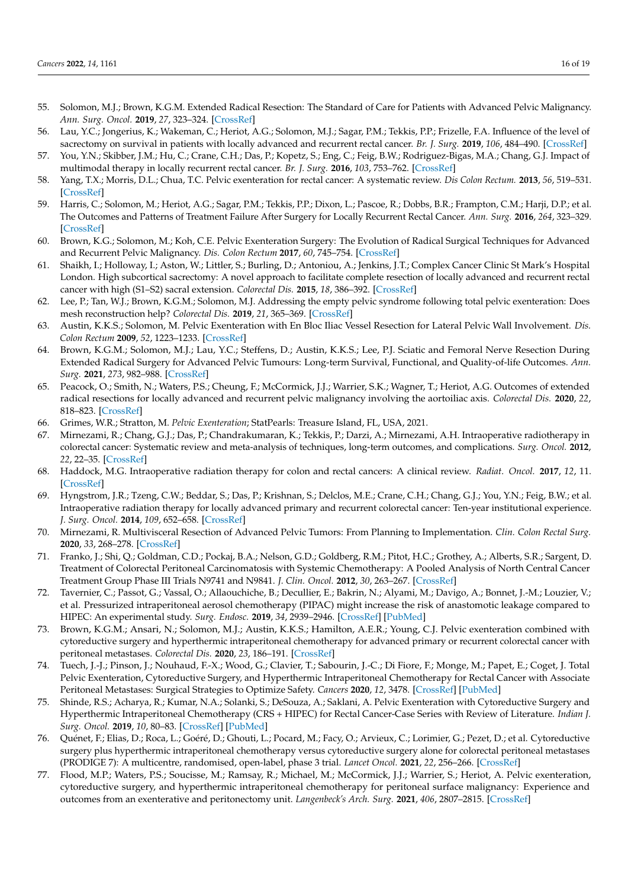55. Solomon, M.J.; Brown, K.G.M. Extended Radical Resection: The Standard of Care for Patients with Advanced Pelvic Malignancy. *Ann. Surg. Oncol.* **2019**, *27*, 323–324. [CrossRef]
56. Lau, Y.C.; Jongerius, K.; Wakeman, C.; Heriot, A.G.; Solomon, M.J.; Sagar, P.M.; Tekkis, P.P.; Frizelle, F.A. Influence of the level of sacrectomy on survival in patients with locally advanced and recurrent rectal cancer. *Br. J. Surg.* **2019**, *106*, 484–490. [CrossRef]
57. You, Y.N.; Skibber, J.M.; Hu, C.; Crane, C.H.; Das, P.; Kopetz, S.; Eng, C.; Feig, B.W.; Rodriguez-Bigas, M.A.; Chang, G.J. Impact of multimodal therapy in locally recurrent rectal cancer. *Br. J. Surg.* **2016**, *103*, 753–762. [CrossRef]
58. Yang, T.X.; Morris, D.L.; Chua, T.C. Pelvic exenteration for rectal cancer: A systematic review. *Dis Colon Rectum.* **2013**, *56*, 519–531. [CrossRef]
59. Harris, C.; Solomon, M.; Heriot, A.G.; Sagar, P.M.; Tekkis, P.P.; Dixon, L.; Pascoe, R.; Dobbs, B.R.; Frampton, C.M.; Harji, D.P.; et al. The Outcomes and Patterns of Treatment Failure After Surgery for Locally Recurrent Rectal Cancer. *Ann. Surg.* **2016**, *264*, 323–329. [CrossRef]
60. Brown, K.G.; Solomon, M.; Koh, C.E. Pelvic Exenteration Surgery: The Evolution of Radical Surgical Techniques for Advanced and Recurrent Pelvic Malignancy. *Dis. Colon Rectum* **2017**, *60*, 745–754. [CrossRef]
61. Shaikh, I.; Holloway, I.; Aston, W.; Littler, S.; Burling, D.; Antoniou, A.; Jenkins, J.T.; Complex Cancer Clinic St Mark's Hospital London. High subcortical sacrectomy: A novel approach to facilitate complete resection of locally advanced and recurrent rectal cancer with high (S1–S2) sacral extension. *Colorectal Dis.* **2015**, *18*, 386–392. [CrossRef]
62. Lee, P.; Tan, W.J.; Brown, K.G.M.; Solomon, M.J. Addressing the empty pelvic syndrome following total pelvic exenteration: Does mesh reconstruction help? *Colorectal Dis.* **2019**, *21*, 365–369. [CrossRef]
63. Austin, K.K.S.; Solomon, M. Pelvic Exenteration with En Bloc Iliac Vessel Resection for Lateral Pelvic Wall Involvement. *Dis. Colon Rectum* **2009**, *52*, 1223–1233. [CrossRef]
64. Brown, K.G.M.; Solomon, M.J.; Lau, Y.C.; Steffens, D.; Austin, K.K.S.; Lee, P.J. Sciatic and Femoral Nerve Resection During Extended Radical Surgery for Advanced Pelvic Tumours: Long-term Survival, Functional, and Quality-of-life Outcomes. *Ann. Surg.* **2021**, *273*, 982–988. [CrossRef]
65. Peacock, O.; Smith, N.; Waters, P.S.; Cheung, F.; McCormick, J.J.; Warrier, S.K.; Wagner, T.; Heriot, A.G. Outcomes of extended radical resections for locally advanced and recurrent pelvic malignancy involving the aortoiliac axis. *Colorectal Dis.* **2020**, *22*, 818–823. [CrossRef]
66. Grimes, W.R.; Stratton, M. *Pelvic Exenteration*; StatPearls: Treasure Island, FL, USA, 2021.
67. Mirnezami, R.; Chang, G.J.; Das, P.; Chandrakumaran, K.; Tekkis, P.; Darzi, A.; Mirnezami, A.H. Intraoperative radiotherapy in colorectal cancer: Systematic review and meta-analysis of techniques, long-term outcomes, and complications. *Surg. Oncol.* **2012**, *22*, 22–35. [CrossRef]
68. Haddock, M.G. Intraoperative radiation therapy for colon and rectal cancers: A clinical review. *Radiat. Oncol.* **2017**, *12*, 11. [CrossRef]
69. Hyngstrom, J.R.; Tzeng, C.W.; Beddar, S.; Das, P.; Krishnan, S.; Delclos, M.E.; Crane, C.H.; Chang, G.J.; You, Y.N.; Feig, B.W.; et al. Intraoperative radiation therapy for locally advanced primary and recurrent colorectal cancer: Ten-year institutional experience. *J. Surg. Oncol.* **2014**, *109*, 652–658. [CrossRef]
70. Mirnezami, R. Multivisceral Resection of Advanced Pelvic Tumors: From Planning to Implementation. *Clin. Colon Rectal Surg.* **2020**, *33*, 268–278. [CrossRef]
71. Franko, J.; Shi, Q.; Goldman, C.D.; Pockaj, B.A.; Nelson, G.D.; Goldberg, R.M.; Pitot, H.C.; Grothey, A.; Alberts, S.R.; Sargent, D. Treatment of Colorectal Peritoneal Carcinomatosis with Systemic Chemotherapy: A Pooled Analysis of North Central Cancer Treatment Group Phase III Trials N9741 and N9841. *J. Clin. Oncol.* **2012**, *30*, 263–267. [CrossRef]
72. Tavernier, C.; Passot, G.; Vassal, O.; Allaouchiche, B.; Decullier, E.; Bakrin, N.; Alyami, M.; Davigo, A.; Bonnet, J.-M.; Louzier, V.; et al. Pressurized intraperitoneal aerosol chemotherapy (PIPAC) might increase the risk of anastomotic leakage compared to HIPEC: An experimental study. *Surg. Endosc.* **2019**, *34*, 2939–2946. [CrossRef] [PubMed]
73. Brown, K.G.M.; Ansari, N.; Solomon, M.J.; Austin, K.K.S.; Hamilton, A.E.R.; Young, C.J. Pelvic exenteration combined with cytoreductive surgery and hyperthermic intraperitoneal chemotherapy for advanced primary or recurrent colorectal cancer with peritoneal metastases. *Colorectal Dis.* **2020**, *23*, 186–191. [CrossRef]
74. Tuech, J.-J.; Pinson, J.; Nouhaud, F.-X.; Wood, G.; Clavier, T.; Sabourin, J.-C.; Di Fiore, F.; Monge, M.; Papet, E.; Coget, J. Total Pelvic Exenteration, Cytoreductive Surgery, and Hyperthermic Intraperitoneal Chemotherapy for Rectal Cancer with Associate Peritoneal Metastases: Surgical Strategies to Optimize Safety. *Cancers* **2020**, *12*, 3478. [CrossRef] [PubMed]
75. Shinde, R.S.; Acharya, R.; Kumar, N.A.; Solanki, S.; DeSouza, A.; Saklani, A. Pelvic Exenteration with Cytoreductive Surgery and Hyperthermic Intraperitoneal Chemotherapy (CRS + HIPEC) for Rectal Cancer-Case Series with Review of Literature. *Indian J. Surg. Oncol.* **2019**, *10*, 80–83. [CrossRef] [PubMed]
76. Quénet, F.; Elias, D.; Roca, L.; Goéré, D.; Ghouti, L.; Pocard, M.; Facy, O.; Arvieux, C.; Lorimier, G.; Pezet, D.; et al. Cytoreductive surgery plus hyperthermic intraperitoneal chemotherapy versus cytoreductive surgery alone for colorectal peritoneal metastases (PRODIGE 7): A multicentre, randomised, open-label, phase 3 trial. *Lancet Oncol.* **2021**, *22*, 256–266. [CrossRef]
77. Flood, M.P.; Waters, P.S.; Soucisse, M.; Ramsay, R.; Michael, M.; McCormick, J.J.; Warrier, S.; Heriot, A. Pelvic exenteration, cytoreductive surgery, and hyperthermic intraperitoneal chemotherapy for peritoneal surface malignancy: Experience and outcomes from an exenterative and peritonectomy unit. *Langenbeck's Arch. Surg.* **2021**, *406*, 2807–2815. [CrossRef]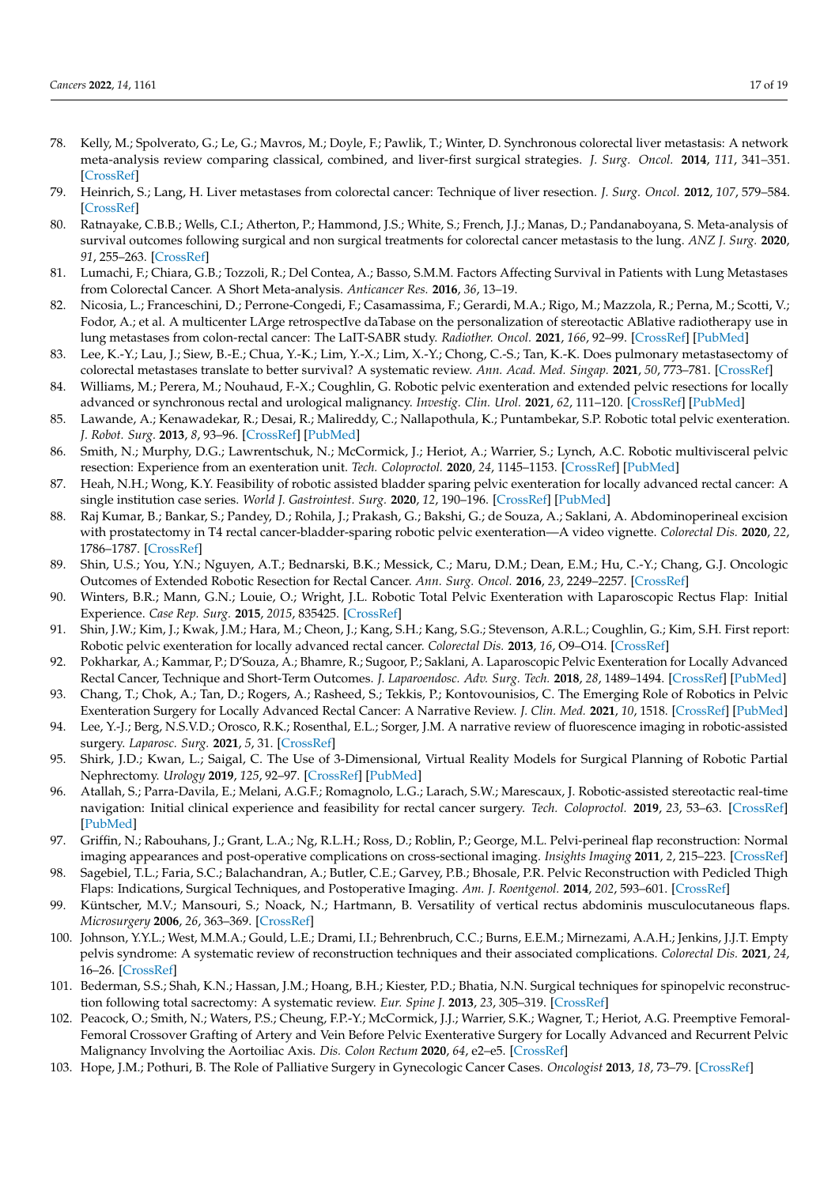78. Kelly, M.; Spolverato, G.; Le, G.; Mavros, M.; Doyle, F.; Pawlik, T.; Winter, D. Synchronous colorectal liver metastasis: A network meta-analysis review comparing classical, combined, and liver-first surgical strategies. *J. Surg. Oncol.* **2014**, *111*, 341–351. [CrossRef]
79. Heinrich, S.; Lang, H. Liver metastases from colorectal cancer: Technique of liver resection. *J. Surg. Oncol.* **2012**, *107*, 579–584. [CrossRef]
80. Ratnayake, C.B.B.; Wells, C.I.; Atherton, P.; Hammond, J.S.; White, S.; French, J.J.; Manas, D.; Pandanaboyana, S. Meta-analysis of survival outcomes following surgical and non surgical treatments for colorectal cancer metastasis to the lung. *ANZ J. Surg.* **2020**, *91*, 255–263. [CrossRef]
81. Lumachi, F.; Chiara, G.B.; Tozzoli, R.; Del Contea, A.; Basso, S.M.M. Factors Affecting Survival in Patients with Lung Metastases from Colorectal Cancer. A Short Meta-analysis. *Anticancer Res.* **2016**, *36*, 13–19.
82. Nicosia, L.; Franceschini, D.; Perrone-Congedi, F.; Casamassima, F.; Gerardi, M.A.; Rigo, M.; Mazzola, R.; Perna, M.; Scotti, V.; Fodor, A.; et al. A multicenter LArge retrospectIve daTabase on the personalization of stereotactic ABlative radiotherapy use in lung metastases from colon-rectal cancer: The LaIT-SABR study. *Radiother. Oncol.* **2021**, *166*, 92–99. [CrossRef] [PubMed]
83. Lee, K.-Y.; Lau, J.; Siew, B.-E.; Chua, Y.-K.; Lim, Y.-X.; Lim, X.-Y.; Chong, C.-S.; Tan, K.-K. Does pulmonary metastasectomy of colorectal metastases translate to better survival? A systematic review. *Ann. Acad. Med. Singap.* **2021**, *50*, 773–781. [CrossRef]
84. Williams, M.; Perera, M.; Nouhaud, F.-X.; Coughlin, G. Robotic pelvic exenteration and extended pelvic resections for locally advanced or synchronous rectal and urological malignancy. *Investig. Clin. Urol.* **2021**, *62*, 111–120. [CrossRef] [PubMed]
85. Lawande, A.; Kenawadekar, R.; Desai, R.; Malireddy, C.; Nallapothula, K.; Puntambekar, S.P. Robotic total pelvic exenteration. *J. Robot. Surg.* **2013**, *8*, 93–96. [CrossRef] [PubMed]
86. Smith, N.; Murphy, D.G.; Lawrentschuk, N.; McCormick, J.; Heriot, A.; Warrier, S.; Lynch, A.C. Robotic multivisceral pelvic resection: Experience from an exenteration unit. *Tech. Coloproctol.* **2020**, *24*, 1145–1153. [CrossRef] [PubMed]
87. Heah, N.H.; Wong, K.Y. Feasibility of robotic assisted bladder sparing pelvic exenteration for locally advanced rectal cancer: A single institution case series. *World J. Gastrointest. Surg.* **2020**, *12*, 190–196. [CrossRef] [PubMed]
88. Raj Kumar, B.; Bankar, S.; Pandey, D.; Rohila, J.; Prakash, G.; Bakshi, G.; de Souza, A.; Saklani, A. Abdominoperineal excision with prostatectomy in T4 rectal cancer-bladder-sparing robotic pelvic exenteration—A video vignette. *Colorectal Dis.* **2020**, *22*, 1786–1787. [CrossRef]
89. Shin, U.S.; You, Y.N.; Nguyen, A.T.; Bednarski, B.K.; Messick, C.; Maru, D.M.; Dean, E.M.; Hu, C.-Y.; Chang, G.J. Oncologic Outcomes of Extended Robotic Resection for Rectal Cancer. *Ann. Surg. Oncol.* **2016**, *23*, 2249–2257. [CrossRef]
90. Winters, B.R.; Mann, G.N.; Louie, O.; Wright, J.L. Robotic Total Pelvic Exenteration with Laparoscopic Rectus Flap: Initial Experience. *Case Rep. Surg.* **2015**, *2015*, 835425. [CrossRef]
91. Shin, J.W.; Kim, J.; Kwak, J.M.; Hara, M.; Cheon, J.; Kang, S.H.; Kang, S.G.; Stevenson, A.R.L.; Coughlin, G.; Kim, S.H. First report: Robotic pelvic exenteration for locally advanced rectal cancer. *Colorectal Dis.* **2013**, *16*, O9–O14. [CrossRef]
92. Pokharkar, A.; Kammar, P.; D'Souza, A.; Bhamre, R.; Sugoor, P.; Saklani, A. Laparoscopic Pelvic Exenteration for Locally Advanced Rectal Cancer, Technique and Short-Term Outcomes. *J. Laparoendosc. Adv. Surg. Tech.* **2018**, *28*, 1489–1494. [CrossRef] [PubMed]
93. Chang, T.; Chok, A.; Tan, D.; Rogers, A.; Rasheed, S.; Tekkis, P.; Kontovounisios, C. The Emerging Role of Robotics in Pelvic Exenteration Surgery for Locally Advanced Rectal Cancer: A Narrative Review. *J. Clin. Med.* **2021**, *10*, 1518. [CrossRef] [PubMed]
94. Lee, Y.-J.; Berg, N.S.V.D.; Orosco, R.K.; Rosenthal, E.L.; Sorger, J.M. A narrative review of fluorescence imaging in robotic-assisted surgery. *Laparosc. Surg.* **2021**, *5*, 31. [CrossRef]
95. Shirk, J.D.; Kwan, L.; Saigal, C. The Use of 3-Dimensional, Virtual Reality Models for Surgical Planning of Robotic Partial Nephrectomy. *Urology* **2019**, *125*, 92–97. [CrossRef] [PubMed]
96. Atallah, S.; Parra-Davila, E.; Melani, A.G.F.; Romagnolo, L.G.; Larach, S.W.; Marescaux, J. Robotic-assisted stereotactic real-time navigation: Initial clinical experience and feasibility for rectal cancer surgery. *Tech. Coloproctol.* **2019**, *23*, 53–63. [CrossRef] [PubMed]
97. Griffin, N.; Rabouhans, J.; Grant, L.A.; Ng, R.L.H.; Ross, D.; Roblin, P.; George, M.L. Pelvi-perineal flap reconstruction: Normal imaging appearances and post-operative complications on cross-sectional imaging. *Insights Imaging* **2011**, *2*, 215–223. [CrossRef]
98. Sagebiel, T.L.; Faria, S.C.; Balachandran, A.; Butler, C.E.; Garvey, P.B.; Bhosale, P.R. Pelvic Reconstruction with Pedicled Thigh Flaps: Indications, Surgical Techniques, and Postoperative Imaging. *Am. J. Roentgenol.* **2014**, *202*, 593–601. [CrossRef]
99. Küntscher, M.V.; Mansouri, S.; Noack, N.; Hartmann, B. Versatility of vertical rectus abdominis musculocutaneous flaps. *Microsurgery* **2006**, *26*, 363–369. [CrossRef]
100. Johnson, Y.Y.L.; West, M.M.A.; Gould, L.E.; Drami, I.I.; Behrenbruch, C.C.; Burns, E.E.M.; Mirnezami, A.A.H.; Jenkins, J.J.T. Empty pelvis syndrome: A systematic review of reconstruction techniques and their associated complications. *Colorectal Dis.* **2021**, *24*, 16–26. [CrossRef]
101. Bederman, S.S.; Shah, K.N.; Hassan, J.M.; Hoang, B.H.; Kiester, P.D.; Bhatia, N.N. Surgical techniques for spinopelvic reconstruction following total sacrectomy: A systematic review. *Eur. Spine J.* **2013**, *23*, 305–319. [CrossRef]
102. Peacock, O.; Smith, N.; Waters, P.S.; Cheung, F.P.-Y.; McCormick, J.J.; Warrier, S.K.; Wagner, T.; Heriot, A.G. Preemptive Femoral-Femoral Crossover Grafting of Artery and Vein Before Pelvic Exenterative Surgery for Locally Advanced and Recurrent Pelvic Malignancy Involving the Aortoiliac Axis. *Dis. Colon Rectum* **2020**, *64*, e2–e5. [CrossRef]
103. Hope, J.M.; Pothuri, B. The Role of Palliative Surgery in Gynecologic Cancer Cases. *Oncologist* **2013**, *18*, 73–79. [CrossRef]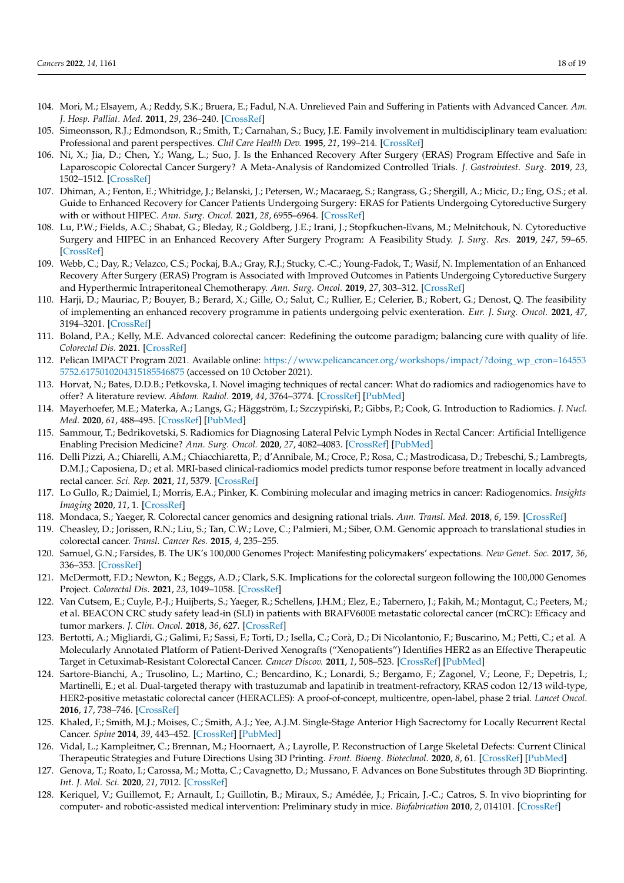104. Mori, M.; Elsayem, A.; Reddy, S.K.; Bruera, E.; Fadul, N.A. Unrelieved Pain and Suffering in Patients with Advanced Cancer. *Am. J. Hosp. Palliat. Med.* **2011**, *29*, 236–240. [CrossRef]
105. Simeonsson, R.J.; Edmondson, R.; Smith, T.; Carnahan, S.; Bucy, J.E. Family involvement in multidisciplinary team evaluation: Professional and parent perspectives. *Chil Care Health Dev.* **1995**, *21*, 199–214. [CrossRef]
106. Ni, X.; Jia, D.; Chen, Y.; Wang, L.; Suo, J. Is the Enhanced Recovery After Surgery (ERAS) Program Effective and Safe in Laparoscopic Colorectal Cancer Surgery? A Meta-Analysis of Randomized Controlled Trials. *J. Gastrointest. Surg.* **2019**, *23*, 1502–1512. [CrossRef]
107. Dhiman, A.; Fenton, E.; Whitridge, J.; Belanski, J.; Petersen, W.; Macaraeg, S.; Rangrass, G.; Shergill, A.; Micic, D.; Eng, O.S.; et al. Guide to Enhanced Recovery for Cancer Patients Undergoing Surgery: ERAS for Patients Undergoing Cytoreductive Surgery with or without HIPEC. *Ann. Surg. Oncol.* **2021**, *28*, 6955–6964. [CrossRef]
108. Lu, P.W.; Fields, A.C.; Shabat, G.; Bleday, R.; Goldberg, J.E.; Irani, J.; Stopfkuchen-Evans, M.; Melnitchouk, N. Cytoreductive Surgery and HIPEC in an Enhanced Recovery After Surgery Program: A Feasibility Study. *J. Surg. Res.* **2019**, *247*, 59–65. [CrossRef]
109. Webb, C.; Day, R.; Velazco, C.S.; Pockaj, B.A.; Gray, R.J.; Stucky, C.-C.; Young-Fadok, T.; Wasif, N. Implementation of an Enhanced Recovery After Surgery (ERAS) Program is Associated with Improved Outcomes in Patients Undergoing Cytoreductive Surgery and Hyperthermic Intraperitoneal Chemotherapy. *Ann. Surg. Oncol.* **2019**, *27*, 303–312. [CrossRef]
110. Harji, D.; Mauriac, P.; Bouyer, B.; Berard, X.; Gille, O.; Salut, C.; Rullier, E.; Celerier, B.; Robert, G.; Denost, Q. The feasibility of implementing an enhanced recovery programme in patients undergoing pelvic exenteration. *Eur. J. Surg. Oncol.* **2021**, *47*, 3194–3201. [CrossRef]
111. Boland, P.A.; Kelly, M.E. Advanced colorectal cancer: Redefining the outcome paradigm; balancing cure with quality of life. *Colorectal Dis.* **2021**. [CrossRef]
112. Pelican IMPACT Program 2021. Available online: https://www.pelicancancer.org/workshops/impact/?doing_wp_cron=1645535752.6175010204315185546875 (accessed on 10 October 2021).
113. Horvat, N.; Bates, D.D.B.; Petkovska, I. Novel imaging techniques of rectal cancer: What do radiomics and radiogenomics have to offer? A literature review. *Abdom. Radiol.* **2019**, *44*, 3764–3774. [CrossRef] [PubMed]
114. Mayerhoefer, M.E.; Materka, A.; Langs, G.; Häggström, I.; Szczypiński, P.; Gibbs, P.; Cook, G. Introduction to Radiomics. *J. Nucl. Med.* **2020**, *61*, 488–495. [CrossRef] [PubMed]
115. Sammour, T.; Bedrikovetski, S. Radiomics for Diagnosing Lateral Pelvic Lymph Nodes in Rectal Cancer: Artificial Intelligence Enabling Precision Medicine? *Ann. Surg. Oncol.* **2020**, *27*, 4082–4083. [CrossRef] [PubMed]
116. Delli Pizzi, A.; Chiarelli, A.M.; Chiacchiaretta, P.; d'Annibale, M.; Croce, P.; Rosa, C.; Mastrodicasa, D.; Trebeschi, S.; Lambregts, D.M.J.; Caposiena, D.; et al. MRI-based clinical-radiomics model predicts tumor response before treatment in locally advanced rectal cancer. *Sci. Rep.* **2021**, *11*, 5379. [CrossRef]
117. Lo Gullo, R.; Daimiel, I.; Morris, E.A.; Pinker, K. Combining molecular and imaging metrics in cancer: Radiogenomics. *Insights Imaging* **2020**, *11*, 1. [CrossRef]
118. Mondaca, S.; Yaeger, R. Colorectal cancer genomics and designing rational trials. *Ann. Transl. Med.* **2018**, *6*, 159. [CrossRef]
119. Cheasley, D.; Jorissen, R.N.; Liu, S.; Tan, C.W.; Love, C.; Palmieri, M.; Siber, O.M. Genomic approach to translational studies in colorectal cancer. *Transl. Cancer Res.* **2015**, *4*, 235–255.
120. Samuel, G.N.; Farsides, B. The UK's 100,000 Genomes Project: Manifesting policymakers' expectations. *New Genet. Soc.* **2017**, *36*, 336–353. [CrossRef]
121. McDermott, F.D.; Newton, K.; Beggs, A.D.; Clark, S.K. Implications for the colorectal surgeon following the 100,000 Genomes Project. *Colorectal Dis.* **2021**, *23*, 1049–1058. [CrossRef]
122. Van Cutsem, E.; Cuyle, P.-J.; Huijberts, S.; Yaeger, R.; Schellens, J.H.M.; Elez, E.; Tabernero, J.; Fakih, M.; Montagut, C.; Peeters, M.; et al. BEACON CRC study safety lead-in (SLI) in patients with BRAFV600E metastatic colorectal cancer (mCRC): Efficacy and tumor markers. *J. Clin. Oncol.* **2018**, *36*, 627. [CrossRef]
123. Bertotti, A.; Migliardi, G.; Galimi, F.; Sassi, F.; Torti, D.; Isella, C.; Corà, D.; Di Nicolantonio, F.; Buscarino, M.; Petti, C.; et al. A Molecularly Annotated Platform of Patient-Derived Xenografts ("Xenopatients") Identifies HER2 as an Effective Therapeutic Target in Cetuximab-Resistant Colorectal Cancer. *Cancer Discov.* **2011**, *1*, 508–523. [CrossRef] [PubMed]
124. Sartore-Bianchi, A.; Trusolino, L.; Martino, C.; Bencardino, K.; Lonardi, S.; Bergamo, F.; Zagonel, V.; Leone, F.; Depetris, I.; Martinelli, E.; et al. Dual-targeted therapy with trastuzumab and lapatinib in treatment-refractory, KRAS codon 12/13 wild-type, HER2-positive metastatic colorectal cancer (HERACLES): A proof-of-concept, multicentre, open-label, phase 2 trial. *Lancet Oncol.* **2016**, *17*, 738–746. [CrossRef]
125. Khaled, F.; Smith, M.J.; Moises, C.; Smith, A.J.; Yee, A.J.M. Single-Stage Anterior High Sacrectomy for Locally Recurrent Rectal Cancer. *Spine* **2014**, *39*, 443–452. [CrossRef] [PubMed]
126. Vidal, L.; Kampleitner, C.; Brennan, M.; Hoornaert, A.; Layrolle, P. Reconstruction of Large Skeletal Defects: Current Clinical Therapeutic Strategies and Future Directions Using 3D Printing. *Front. Bioeng. Biotechnol.* **2020**, *8*, 61. [CrossRef] [PubMed]
127. Genova, T.; Roato, I.; Carossa, M.; Motta, C.; Cavagnetto, D.; Mussano, F. Advances on Bone Substitutes through 3D Bioprinting. *Int. J. Mol. Sci.* **2020**, *21*, 7012. [CrossRef]
128. Keriquel, V.; Guillemot, F.; Arnault, I.; Guillotin, B.; Miraux, S.; Amédée, J.; Fricain, J.-C.; Catros, S. In vivo bioprinting for computer- and robotic-assisted medical intervention: Preliminary study in mice. *Biofabrication* **2010**, *2*, 014101. [CrossRef]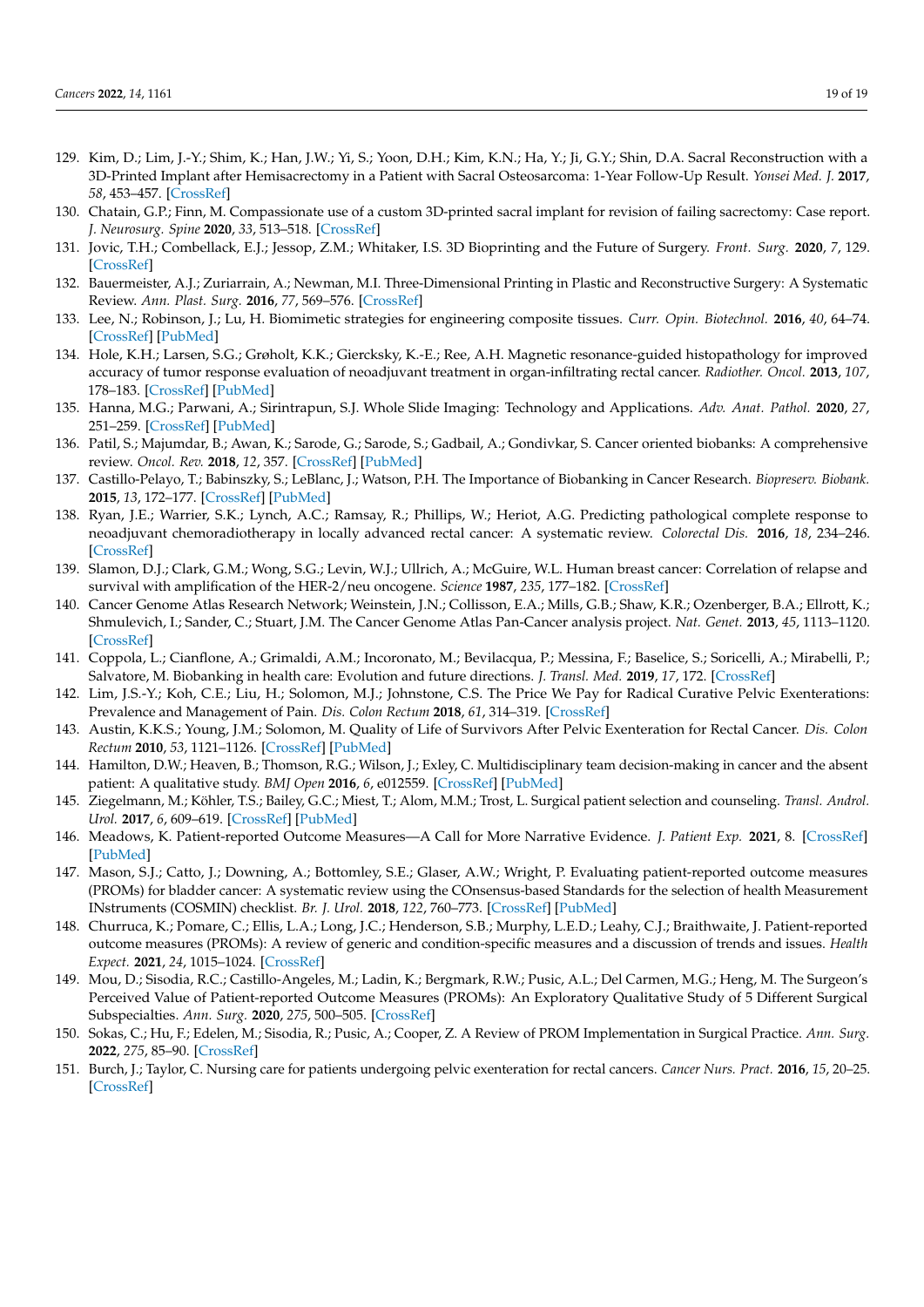129. Kim, D.; Lim, J.-Y.; Shim, K.; Han, J.W.; Yi, S.; Yoon, D.H.; Kim, K.N.; Ha, Y.; Ji, G.Y.; Shin, D.A. Sacral Reconstruction with a 3D-Printed Implant after Hemisacrectomy in a Patient with Sacral Osteosarcoma: 1-Year Follow-Up Result. *Yonsei Med. J.* **2017**, *58*, 453–457. [CrossRef]
130. Chatain, G.P.; Finn, M. Compassionate use of a custom 3D-printed sacral implant for revision of failing sacrectomy: Case report. *J. Neurosurg. Spine* **2020**, *33*, 513–518. [CrossRef]
131. Jovic, T.H.; Combellack, E.J.; Jessop, Z.M.; Whitaker, I.S. 3D Bioprinting and the Future of Surgery. *Front. Surg.* **2020**, *7*, 129. [CrossRef]
132. Bauermeister, A.J.; Zuriarrain, A.; Newman, M.I. Three-Dimensional Printing in Plastic and Reconstructive Surgery: A Systematic Review. *Ann. Plast. Surg.* **2016**, *77*, 569–576. [CrossRef]
133. Lee, N.; Robinson, J.; Lu, H. Biomimetic strategies for engineering composite tissues. *Curr. Opin. Biotechnol.* **2016**, *40*, 64–74. [CrossRef] [PubMed]
134. Hole, K.H.; Larsen, S.G.; Grøholt, K.K.; Giercksky, K.-E.; Ree, A.H. Magnetic resonance-guided histopathology for improved accuracy of tumor response evaluation of neoadjuvant treatment in organ-infiltrating rectal cancer. *Radiother. Oncol.* **2013**, *107*, 178–183. [CrossRef] [PubMed]
135. Hanna, M.G.; Parwani, A.; Sirintrapun, S.J. Whole Slide Imaging: Technology and Applications. *Adv. Anat. Pathol.* **2020**, *27*, 251–259. [CrossRef] [PubMed]
136. Patil, S.; Majumdar, B.; Awan, K.; Sarode, G.; Sarode, S.; Gadbail, A.; Gondivkar, S. Cancer oriented biobanks: A comprehensive review. *Oncol. Rev.* **2018**, *12*, 357. [CrossRef] [PubMed]
137. Castillo-Pelayo, T.; Babinszky, S.; LeBlanc, J.; Watson, P.H. The Importance of Biobanking in Cancer Research. *Biopreserv. Biobank.* **2015**, *13*, 172–177. [CrossRef] [PubMed]
138. Ryan, J.E.; Warrier, S.K.; Lynch, A.C.; Ramsay, R.; Phillips, W.; Heriot, A.G. Predicting pathological complete response to neoadjuvant chemoradiotherapy in locally advanced rectal cancer: A systematic review. *Colorectal Dis.* **2016**, *18*, 234–246. [CrossRef]
139. Slamon, D.J.; Clark, G.M.; Wong, S.G.; Levin, W.J.; Ullrich, A.; McGuire, W.L. Human breast cancer: Correlation of relapse and survival with amplification of the HER-2/neu oncogene. *Science* **1987**, *235*, 177–182. [CrossRef]
140. Cancer Genome Atlas Research Network; Weinstein, J.N.; Collisson, E.A.; Mills, G.B.; Shaw, K.R.; Ozenberger, B.A.; Ellrott, K.; Shmulevich, I.; Sander, C.; Stuart, J.M. The Cancer Genome Atlas Pan-Cancer analysis project. *Nat. Genet.* **2013**, *45*, 1113–1120. [CrossRef]
141. Coppola, L.; Cianflone, A.; Grimaldi, A.M.; Incoronato, M.; Bevilacqua, P.; Messina, F.; Baselice, S.; Soricelli, A.; Mirabelli, P.; Salvatore, M. Biobanking in health care: Evolution and future directions. *J. Transl. Med.* **2019**, *17*, 172. [CrossRef]
142. Lim, J.S.-Y.; Koh, C.E.; Liu, H.; Solomon, M.J.; Johnstone, C.S. The Price We Pay for Radical Curative Pelvic Exenterations: Prevalence and Management of Pain. *Dis. Colon Rectum* **2018**, *61*, 314–319. [CrossRef]
143. Austin, K.K.S.; Young, J.M.; Solomon, M. Quality of Life of Survivors After Pelvic Exenteration for Rectal Cancer. *Dis. Colon Rectum* **2010**, *53*, 1121–1126. [CrossRef] [PubMed]
144. Hamilton, D.W.; Heaven, B.; Thomson, R.G.; Wilson, J.; Exley, C. Multidisciplinary team decision-making in cancer and the absent patient: A qualitative study. *BMJ Open* **2016**, *6*, e012559. [CrossRef] [PubMed]
145. Ziegelmann, M.; Köhler, T.S.; Bailey, G.C.; Miest, T.; Alom, M.M.; Trost, L. Surgical patient selection and counseling. *Transl. Androl. Urol.* **2017**, *6*, 609–619. [CrossRef] [PubMed]
146. Meadows, K. Patient-reported Outcome Measures—A Call for More Narrative Evidence. *J. Patient Exp.* **2021**, 8. [CrossRef] [PubMed]
147. Mason, S.J.; Catto, J.; Downing, A.; Bottomley, S.E.; Glaser, A.W.; Wright, P. Evaluating patient-reported outcome measures (PROMs) for bladder cancer: A systematic review using the COnsensus-based Standards for the selection of health Measurement INstruments (COSMIN) checklist. *Br. J. Urol.* **2018**, *122*, 760–773. [CrossRef] [PubMed]
148. Churruca, K.; Pomare, C.; Ellis, L.A.; Long, J.C.; Henderson, S.B.; Murphy, L.E.D.; Leahy, C.J.; Braithwaite, J. Patient-reported outcome measures (PROMs): A review of generic and condition-specific measures and a discussion of trends and issues. *Health Expect.* **2021**, *24*, 1015–1024. [CrossRef]
149. Mou, D.; Sisodia, R.C.; Castillo-Angeles, M.; Ladin, K.; Bergmark, R.W.; Pusic, A.L.; Del Carmen, M.G.; Heng, M. The Surgeon's Perceived Value of Patient-reported Outcome Measures (PROMs): An Exploratory Qualitative Study of 5 Different Surgical Subspecialties. *Ann. Surg.* **2020**, *275*, 500–505. [CrossRef]
150. Sokas, C.; Hu, F.; Edelen, M.; Sisodia, R.; Pusic, A.; Cooper, Z. A Review of PROM Implementation in Surgical Practice. *Ann. Surg.* **2022**, *275*, 85–90. [CrossRef]
151. Burch, J.; Taylor, C. Nursing care for patients undergoing pelvic exenteration for rectal cancers. *Cancer Nurs. Pract.* **2016**, *15*, 20–25. [CrossRef]